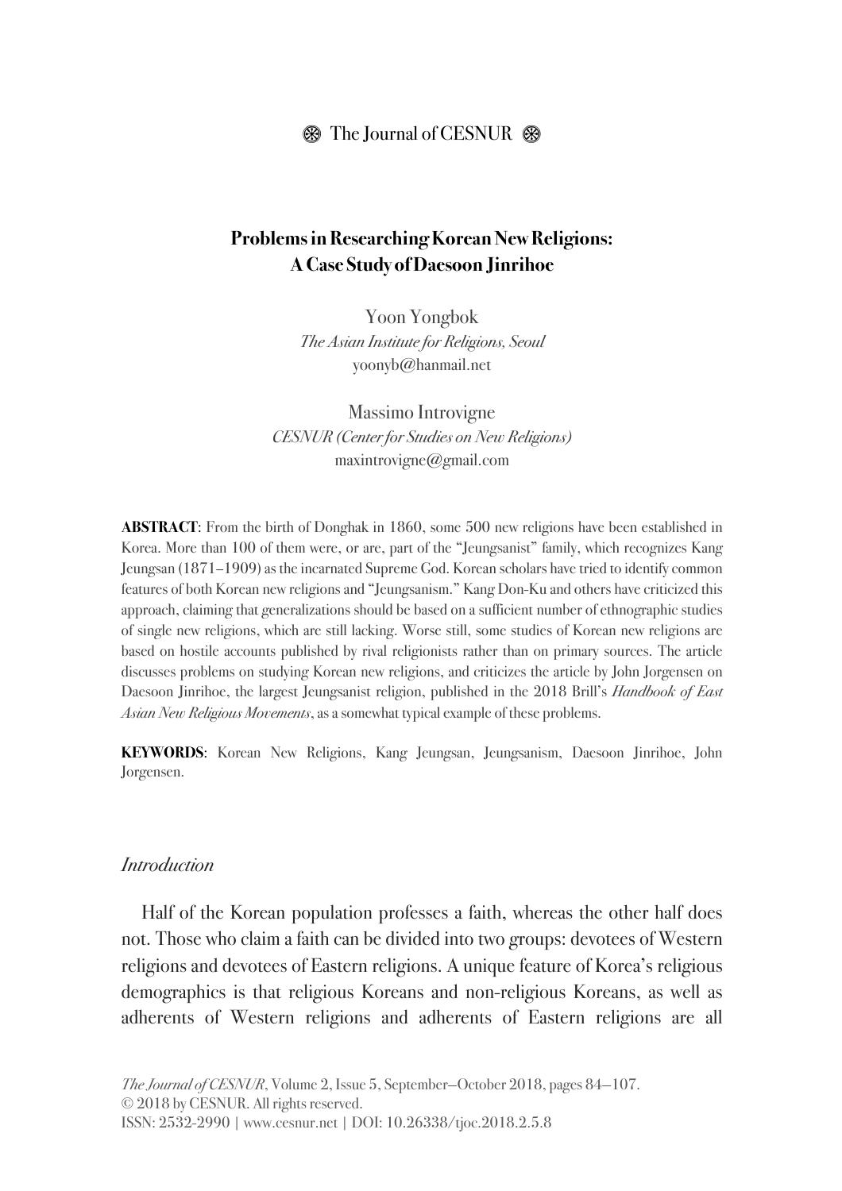# Problems in Researching Korean New Religions: A Case Study of Daesoon Jinrihoe

Yoon Yongbok
*The Asian Institute for Religions, Seoul*
yoonyb@hanmail.net

Massimo Introvigne
*CESNUR (Center for Studies on New Religions)*
maxintrovigne@gmail.com

**ABSTRACT**: From the birth of Donghak in 1860, some 500 new religions have been established in Korea. More than 100 of them were, or are, part of the "Jeungsanist" family, which recognizes Kang Jeungsan (1871–1909) as the incarnated Supreme God. Korean scholars have tried to identify common features of both Korean new religions and "Jeungsanism." Kang Don-Ku and others have criticized this approach, claiming that generalizations should be based on a sufficient number of ethnographic studies of single new religions, which are still lacking. Worse still, some studies of Korean new religions are based on hostile accounts published by rival religionists rather than on primary sources. The article discusses problems on studying Korean new religions, and criticizes the article by John Jorgensen on Daesoon Jinrihoe, the largest Jeungsanist religion, published in the 2018 Brill's *Handbook of East Asian New Religious Movements*, as a somewhat typical example of these problems.

**KEYWORDS**: Korean New Religions, Kang Jeungsan, Jeungsanism, Daesoon Jinrihoe, John Jorgensen.

## *Introduction*

Half of the Korean population professes a faith, whereas the other half does not. Those who claim a faith can be divided into two groups: devotees of Western religions and devotees of Eastern religions. A unique feature of Korea's religious demographics is that religious Koreans and non-religious Koreans, as well as adherents of Western religions and adherents of Eastern religions are all

*The Journal of CESNUR*, Volume 2, Issue 5, September—October 2018, pages 84—107.
© 2018 by CESNUR. All rights reserved.
ISSN: 2532-2990 | www.cesnur.net | DOI: 10.26338/tjoc.2018.2.5.8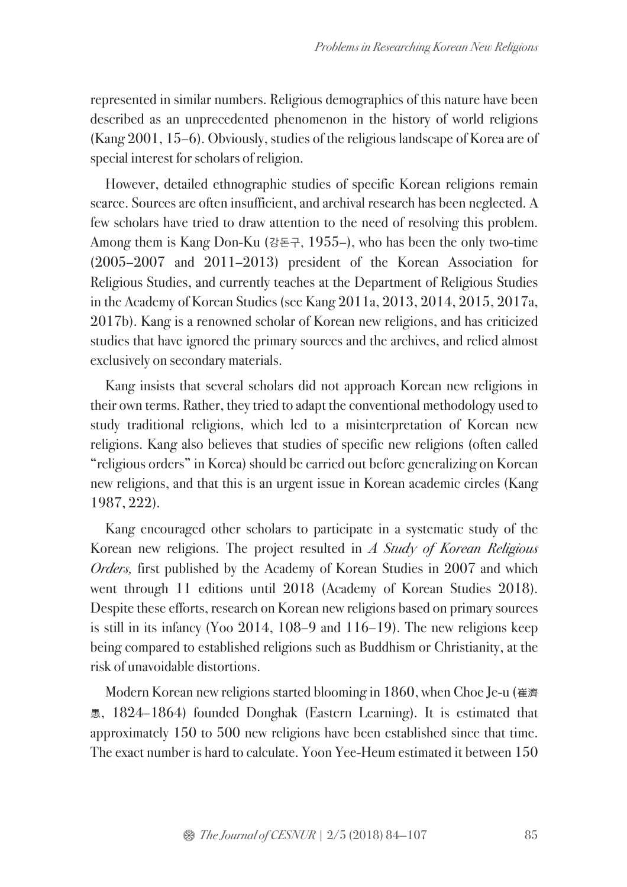represented in similar numbers. Religious demographics of this nature have been described as an unprecedented phenomenon in the history of world religions (Kang 2001, 15–6). Obviously, studies of the religious landscape of Korea are of special interest for scholars of religion.

However, detailed ethnographic studies of specific Korean religions remain scarce. Sources are often insufficient, and archival research has been neglected. A few scholars have tried to draw attention to the need of resolving this problem. Among them is Kang Don-Ku (강돈구, 1955–), who has been the only two-time (2005–2007 and 2011–2013) president of the Korean Association for Religious Studies, and currently teaches at the Department of Religious Studies in the Academy of Korean Studies (see Kang 2011a, 2013, 2014, 2015, 2017a, 2017b). Kang is a renowned scholar of Korean new religions, and has criticized studies that have ignored the primary sources and the archives, and relied almost exclusively on secondary materials.

Kang insists that several scholars did not approach Korean new religions in their own terms. Rather, they tried to adapt the conventional methodology used to study traditional religions, which led to a misinterpretation of Korean new religions. Kang also believes that studies of specific new religions (often called "religious orders" in Korea) should be carried out before generalizing on Korean new religions, and that this is an urgent issue in Korean academic circles (Kang 1987, 222).

Kang encouraged other scholars to participate in a systematic study of the Korean new religions. The project resulted in *A Study of Korean Religious Orders,* first published by the Academy of Korean Studies in 2007 and which went through 11 editions until 2018 (Academy of Korean Studies 2018). Despite these efforts, research on Korean new religions based on primary sources is still in its infancy (Yoo 2014, 108–9 and 116–19). The new religions keep being compared to established religions such as Buddhism or Christianity, at the risk of unavoidable distortions.

Modern Korean new religions started blooming in 1860, when Choe Je-u (崔濟愚, 1824–1864) founded Donghak (Eastern Learning). It is estimated that approximately 150 to 500 new religions have been established since that time. The exact number is hard to calculate. Yoon Yee-Heum estimated it between 150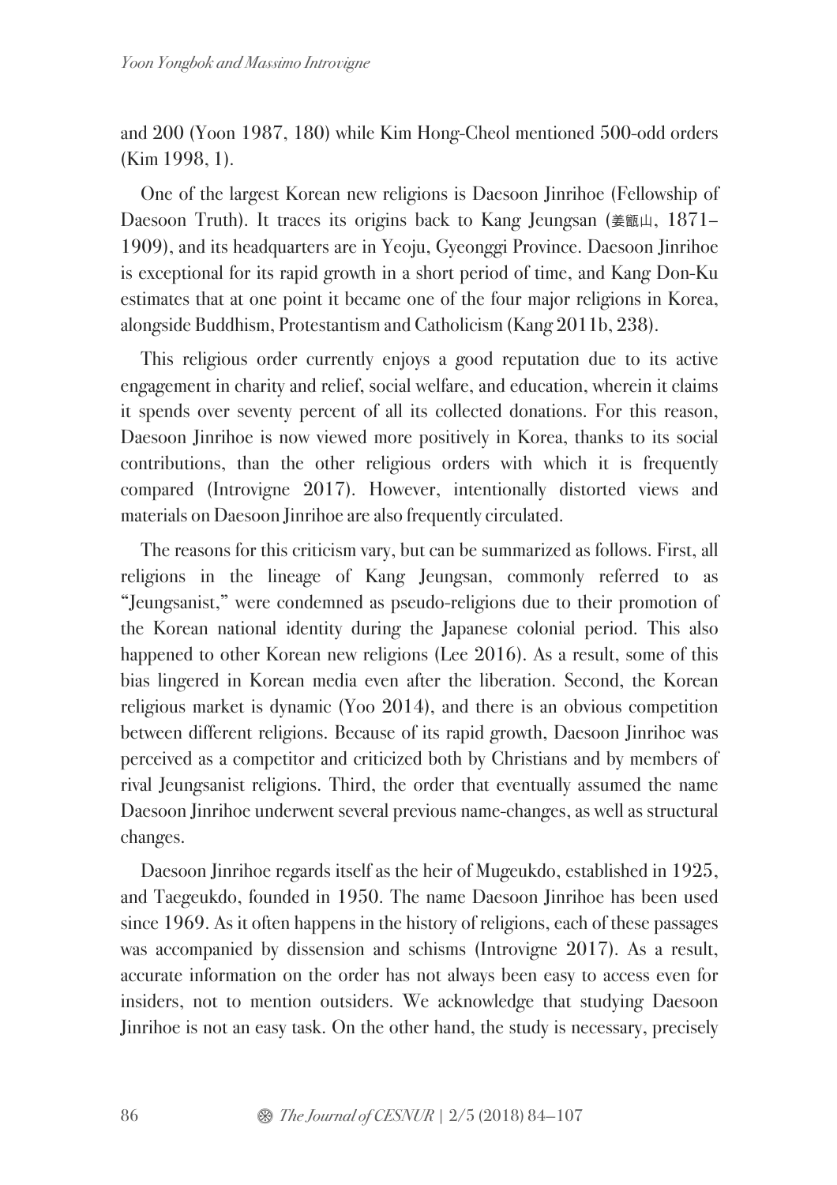and 200 (Yoon 1987, 180) while Kim Hong-Cheol mentioned 500-odd orders (Kim 1998, 1).

One of the largest Korean new religions is Daesoon Jinrihoe (Fellowship of Daesoon Truth). It traces its origins back to Kang Jeungsan (姜甑山, 1871–1909), and its headquarters are in Yeoju, Gyeonggi Province. Daesoon Jinrihoe is exceptional for its rapid growth in a short period of time, and Kang Don-Ku estimates that at one point it became one of the four major religions in Korea, alongside Buddhism, Protestantism and Catholicism (Kang 2011b, 238).

This religious order currently enjoys a good reputation due to its active engagement in charity and relief, social welfare, and education, wherein it claims it spends over seventy percent of all its collected donations. For this reason, Daesoon Jinrihoe is now viewed more positively in Korea, thanks to its social contributions, than the other religious orders with which it is frequently compared (Introvigne 2017). However, intentionally distorted views and materials on Daesoon Jinrihoe are also frequently circulated.

The reasons for this criticism vary, but can be summarized as follows. First, all religions in the lineage of Kang Jeungsan, commonly referred to as "Jeungsanist," were condemned as pseudo-religions due to their promotion of the Korean national identity during the Japanese colonial period. This also happened to other Korean new religions (Lee 2016). As a result, some of this bias lingered in Korean media even after the liberation. Second, the Korean religious market is dynamic (Yoo 2014), and there is an obvious competition between different religions. Because of its rapid growth, Daesoon Jinrihoe was perceived as a competitor and criticized both by Christians and by members of rival Jeungsanist religions. Third, the order that eventually assumed the name Daesoon Jinrihoe underwent several previous name-changes, as well as structural changes.

Daesoon Jinrihoe regards itself as the heir of Mugeukdo, established in 1925, and Taegeukdo, founded in 1950. The name Daesoon Jinrihoe has been used since 1969. As it often happens in the history of religions, each of these passages was accompanied by dissension and schisms (Introvigne 2017). As a result, accurate information on the order has not always been easy to access even for insiders, not to mention outsiders. We acknowledge that studying Daesoon Jinrihoe is not an easy task. On the other hand, the study is necessary, precisely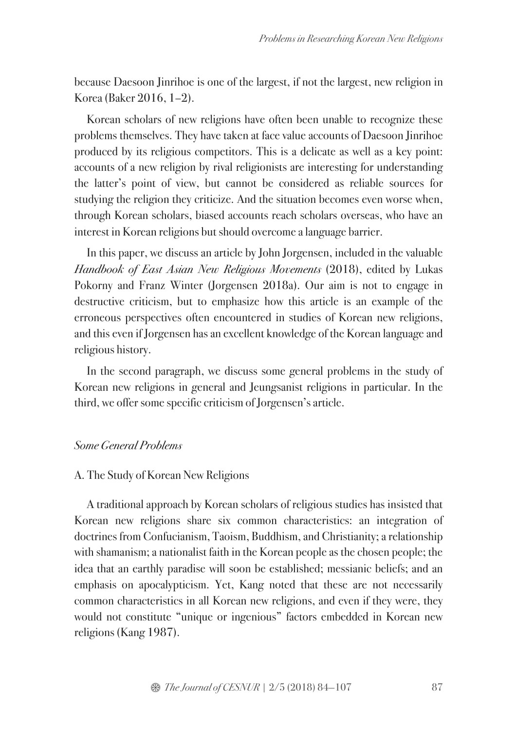because Daesoon Jinrihoe is one of the largest, if not the largest, new religion in Korea (Baker 2016, 1–2).

Korean scholars of new religions have often been unable to recognize these problems themselves. They have taken at face value accounts of Daesoon Jinrihoe produced by its religious competitors. This is a delicate as well as a key point: accounts of a new religion by rival religionists are interesting for understanding the latter's point of view, but cannot be considered as reliable sources for studying the religion they criticize. And the situation becomes even worse when, through Korean scholars, biased accounts reach scholars overseas, who have an interest in Korean religions but should overcome a language barrier.

In this paper, we discuss an article by John Jorgensen, included in the valuable *Handbook of East Asian New Religious Movements* (2018), edited by Lukas Pokorny and Franz Winter (Jorgensen 2018a). Our aim is not to engage in destructive criticism, but to emphasize how this article is an example of the erroneous perspectives often encountered in studies of Korean new religions, and this even if Jorgensen has an excellent knowledge of the Korean language and religious history.

In the second paragraph, we discuss some general problems in the study of Korean new religions in general and Jeungsanist religions in particular. In the third, we offer some specific criticism of Jorgensen's article.

## *Some General Problems*

### A. The Study of Korean New Religions

A traditional approach by Korean scholars of religious studies has insisted that Korean new religions share six common characteristics: an integration of doctrines from Confucianism, Taoism, Buddhism, and Christianity; a relationship with shamanism; a nationalist faith in the Korean people as the chosen people; the idea that an earthly paradise will soon be established; messianic beliefs; and an emphasis on apocalypticism. Yet, Kang noted that these are not necessarily common characteristics in all Korean new religions, and even if they were, they would not constitute "unique or ingenious" factors embedded in Korean new religions (Kang 1987).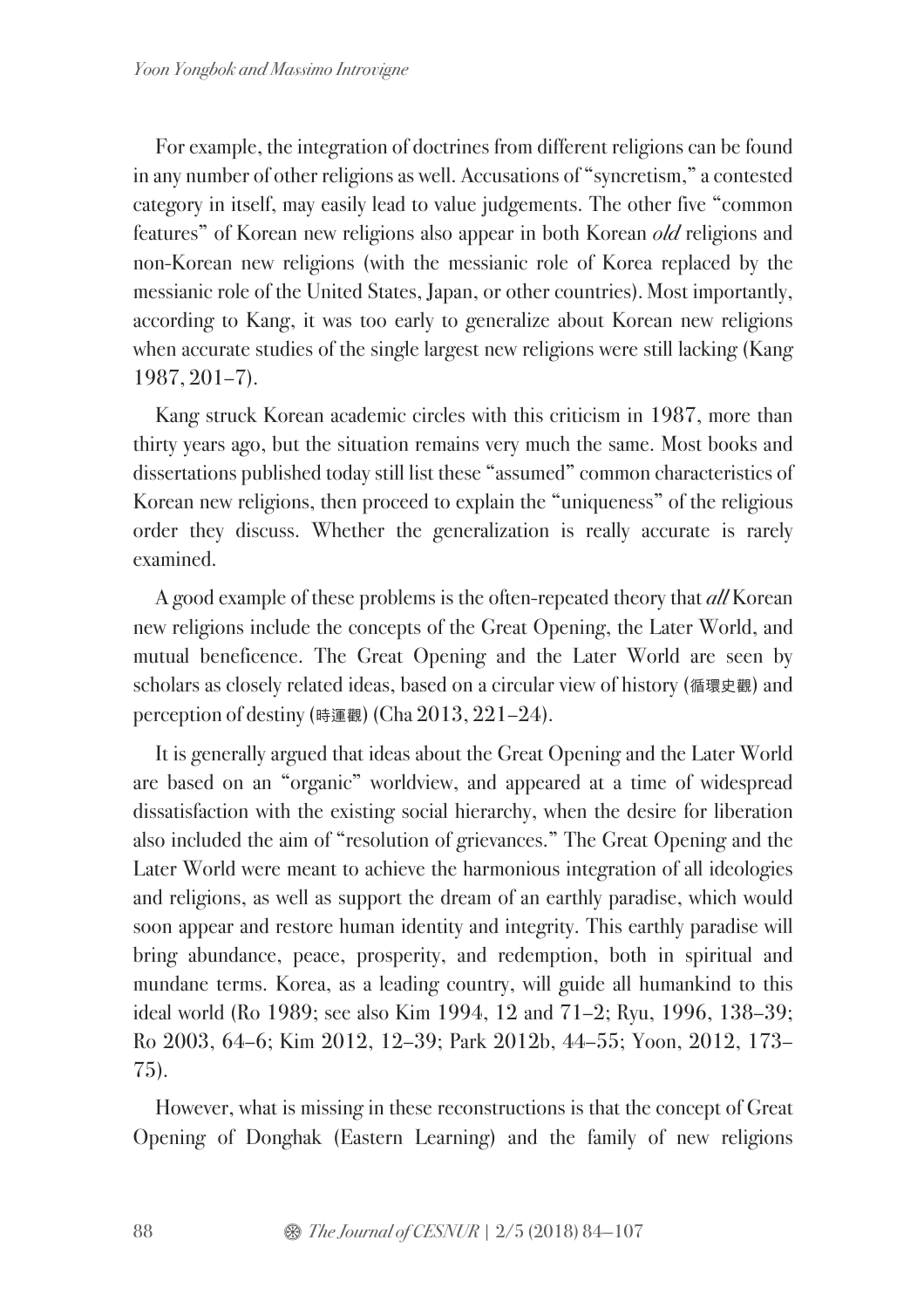For example, the integration of doctrines from different religions can be found in any number of other religions as well. Accusations of "syncretism," a contested category in itself, may easily lead to value judgements. The other five "common features" of Korean new religions also appear in both Korean *old* religions and non-Korean new religions (with the messianic role of Korea replaced by the messianic role of the United States, Japan, or other countries). Most importantly, according to Kang, it was too early to generalize about Korean new religions when accurate studies of the single largest new religions were still lacking (Kang 1987, 201–7).

Kang struck Korean academic circles with this criticism in 1987, more than thirty years ago, but the situation remains very much the same. Most books and dissertations published today still list these "assumed" common characteristics of Korean new religions, then proceed to explain the "uniqueness" of the religious order they discuss. Whether the generalization is really accurate is rarely examined.

A good example of these problems is the often-repeated theory that *all* Korean new religions include the concepts of the Great Opening, the Later World, and mutual beneficence. The Great Opening and the Later World are seen by scholars as closely related ideas, based on a circular view of history (循環史觀) and perception of destiny (時運觀) (Cha 2013, 221–24).

It is generally argued that ideas about the Great Opening and the Later World are based on an "organic" worldview, and appeared at a time of widespread dissatisfaction with the existing social hierarchy, when the desire for liberation also included the aim of "resolution of grievances." The Great Opening and the Later World were meant to achieve the harmonious integration of all ideologies and religions, as well as support the dream of an earthly paradise, which would soon appear and restore human identity and integrity. This earthly paradise will bring abundance, peace, prosperity, and redemption, both in spiritual and mundane terms. Korea, as a leading country, will guide all humankind to this ideal world (Ro 1989; see also Kim 1994, 12 and 71–2; Ryu, 1996, 138–39; Ro 2003, 64–6; Kim 2012, 12–39; Park 2012b, 44–55; Yoon, 2012, 173–75).

However, what is missing in these reconstructions is that the concept of Great Opening of Donghak (Eastern Learning) and the family of new religions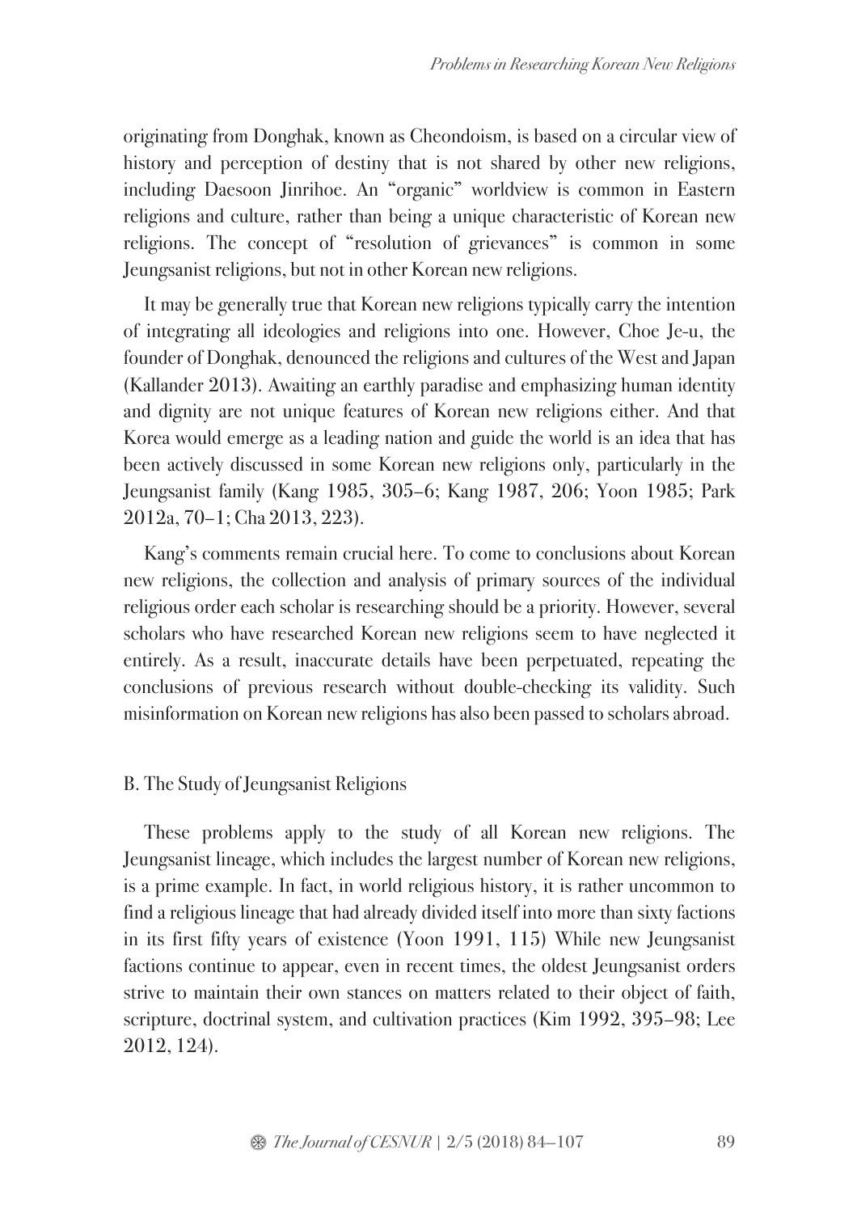originating from Donghak, known as Cheondoism, is based on a circular view of history and perception of destiny that is not shared by other new religions, including Daesoon Jinrihoe. An "organic" worldview is common in Eastern religions and culture, rather than being a unique characteristic of Korean new religions. The concept of "resolution of grievances" is common in some Jeungsanist religions, but not in other Korean new religions.

It may be generally true that Korean new religions typically carry the intention of integrating all ideologies and religions into one. However, Choe Je-u, the founder of Donghak, denounced the religions and cultures of the West and Japan (Kallander 2013). Awaiting an earthly paradise and emphasizing human identity and dignity are not unique features of Korean new religions either. And that Korea would emerge as a leading nation and guide the world is an idea that has been actively discussed in some Korean new religions only, particularly in the Jeungsanist family (Kang 1985, 305–6; Kang 1987, 206; Yoon 1985; Park 2012a, 70–1; Cha 2013, 223).

Kang's comments remain crucial here. To come to conclusions about Korean new religions, the collection and analysis of primary sources of the individual religious order each scholar is researching should be a priority. However, several scholars who have researched Korean new religions seem to have neglected it entirely. As a result, inaccurate details have been perpetuated, repeating the conclusions of previous research without double-checking its validity. Such misinformation on Korean new religions has also been passed to scholars abroad.

### B. The Study of Jeungsanist Religions

These problems apply to the study of all Korean new religions. The Jeungsanist lineage, which includes the largest number of Korean new religions, is a prime example. In fact, in world religious history, it is rather uncommon to find a religious lineage that had already divided itself into more than sixty factions in its first fifty years of existence (Yoon 1991, 115) While new Jeungsanist factions continue to appear, even in recent times, the oldest Jeungsanist orders strive to maintain their own stances on matters related to their object of faith, scripture, doctrinal system, and cultivation practices (Kim 1992, 395–98; Lee 2012, 124).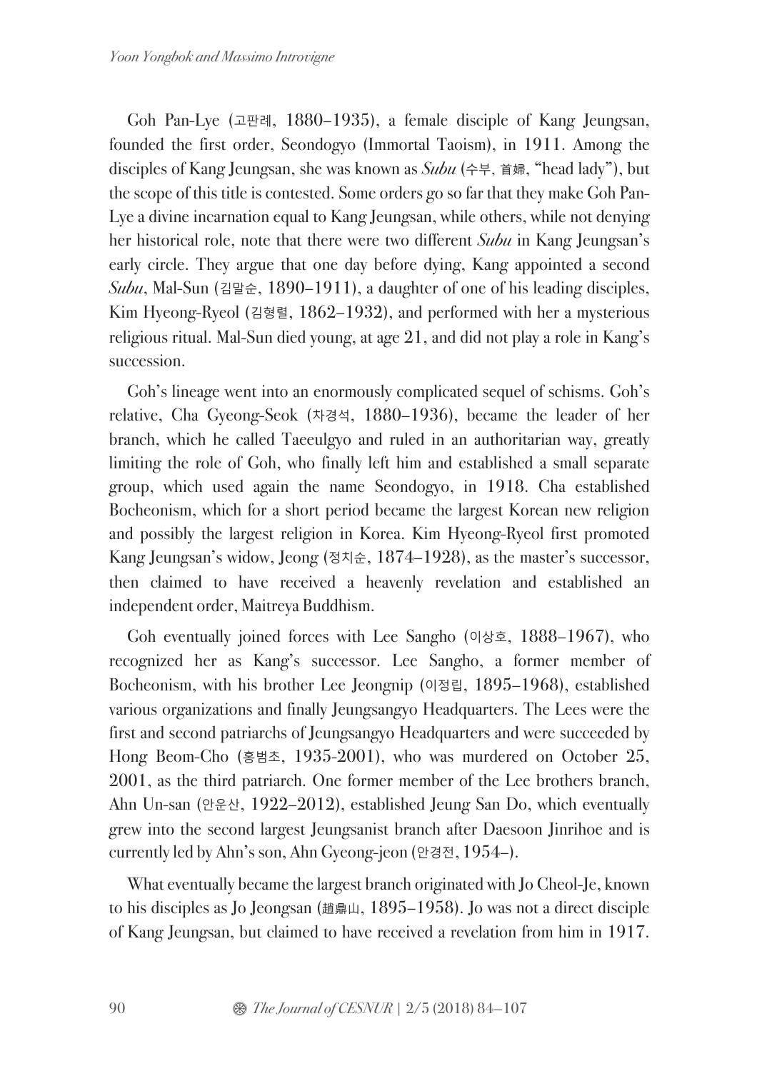Goh Pan-Lye (고판례, 1880–1935), a female disciple of Kang Jeungsan, founded the first order, Seondogyo (Immortal Taoism), in 1911. Among the disciples of Kang Jeungsan, she was known as *Subu* (수부, 首婦, "head lady"), but the scope of this title is contested. Some orders go so far that they make Goh Pan-Lye a divine incarnation equal to Kang Jeungsan, while others, while not denying her historical role, note that there were two different *Subu* in Kang Jeungsan's early circle. They argue that one day before dying, Kang appointed a second *Subu*, Mal-Sun (김말순, 1890–1911), a daughter of one of his leading disciples, Kim Hyeong-Ryeol (김형렬, 1862–1932), and performed with her a mysterious religious ritual. Mal-Sun died young, at age 21, and did not play a role in Kang's succession.

Goh's lineage went into an enormously complicated sequel of schisms. Goh's relative, Cha Gyeong-Seok (차경석, 1880–1936), became the leader of her branch, which he called Taeeulgyo and ruled in an authoritarian way, greatly limiting the role of Goh, who finally left him and established a small separate group, which used again the name Seondogyo, in 1918. Cha established Bocheonism, which for a short period became the largest Korean new religion and possibly the largest religion in Korea. Kim Hyeong-Ryeol first promoted Kang Jeungsan's widow, Jeong (정치순, 1874–1928), as the master's successor, then claimed to have received a heavenly revelation and established an independent order, Maitreya Buddhism.

Goh eventually joined forces with Lee Sangho (이상호, 1888–1967), who recognized her as Kang's successor. Lee Sangho, a former member of Bocheonism, with his brother Lee Jeongnip (이정립, 1895–1968), established various organizations and finally Jeungsangyo Headquarters. The Lees were the first and second patriarchs of Jeungsangyo Headquarters and were succeeded by Hong Beom-Cho (홍범초, 1935-2001), who was murdered on October 25, 2001, as the third patriarch. One former member of the Lee brothers branch, Ahn Un-san (안운산, 1922–2012), established Jeung San Do, which eventually grew into the second largest Jeungsanist branch after Daesoon Jinrihoe and is currently led by Ahn's son, Ahn Gyeong-jeon (안경전, 1954–).

What eventually became the largest branch originated with Jo Cheol-Je, known to his disciples as Jo Jeongsan (趙鼎山, 1895–1958). Jo was not a direct disciple of Kang Jeungsan, but claimed to have received a revelation from him in 1917.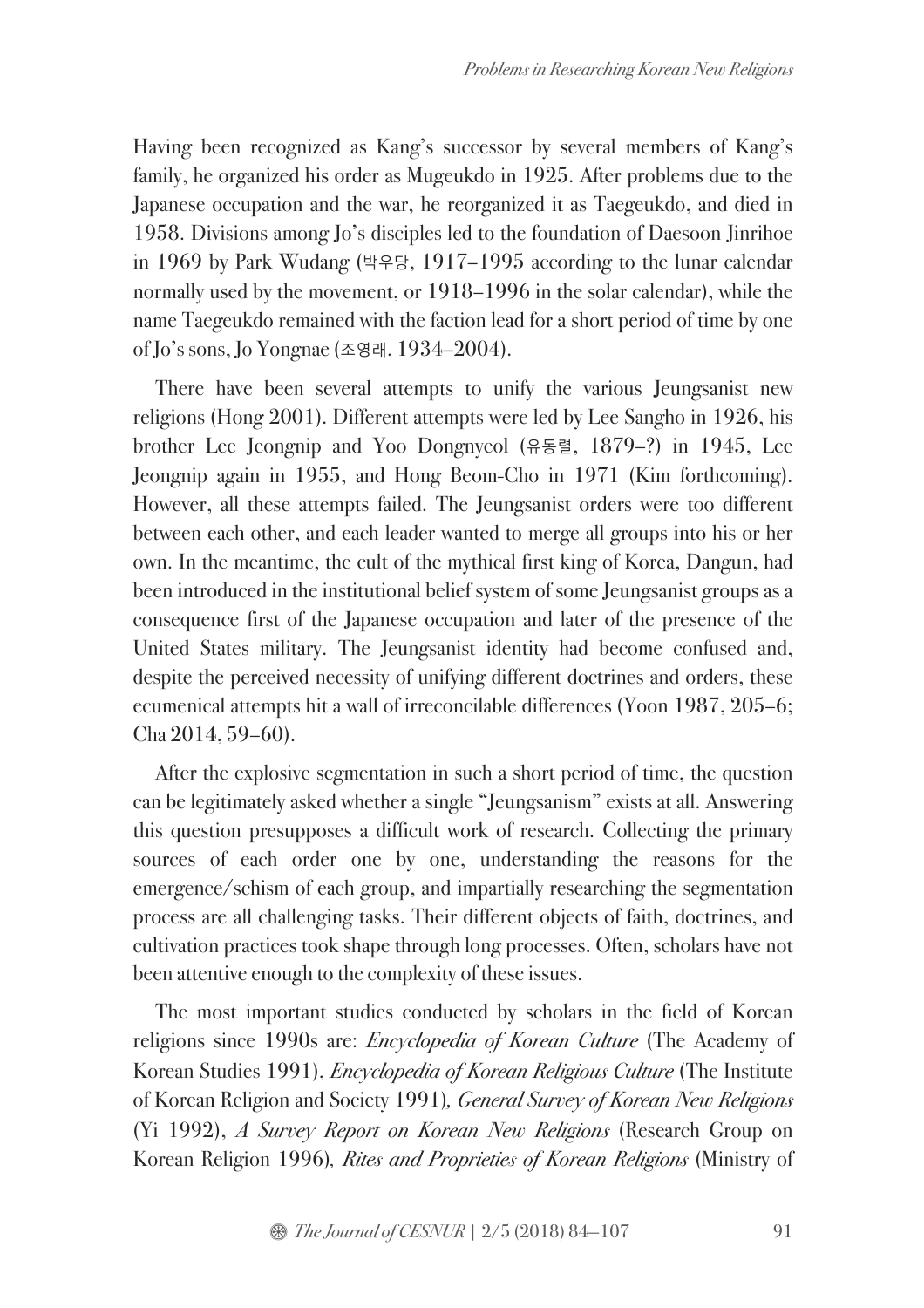Having been recognized as Kang's successor by several members of Kang's family, he organized his order as Mugeukdo in 1925. After problems due to the Japanese occupation and the war, he reorganized it as Taegeukdo, and died in 1958. Divisions among Jo's disciples led to the foundation of Daesoon Jinrihoe in 1969 by Park Wudang (박우당, 1917–1995 according to the lunar calendar normally used by the movement, or 1918–1996 in the solar calendar), while the name Taegeukdo remained with the faction lead for a short period of time by one of Jo's sons, Jo Yongnae (조영래, 1934–2004).

There have been several attempts to unify the various Jeungsanist new religions (Hong 2001). Different attempts were led by Lee Sangho in 1926, his brother Lee Jeongnip and Yoo Dongnyeol (유동렬, 1879–?) in 1945, Lee Jeongnip again in 1955, and Hong Beom-Cho in 1971 (Kim forthcoming). However, all these attempts failed. The Jeungsanist orders were too different between each other, and each leader wanted to merge all groups into his or her own. In the meantime, the cult of the mythical first king of Korea, Dangun, had been introduced in the institutional belief system of some Jeungsanist groups as a consequence first of the Japanese occupation and later of the presence of the United States military. The Jeungsanist identity had become confused and, despite the perceived necessity of unifying different doctrines and orders, these ecumenical attempts hit a wall of irreconcilable differences (Yoon 1987, 205–6; Cha 2014, 59–60).

After the explosive segmentation in such a short period of time, the question can be legitimately asked whether a single "Jeungsanism" exists at all. Answering this question presupposes a difficult work of research. Collecting the primary sources of each order one by one, understanding the reasons for the emergence/schism of each group, and impartially researching the segmentation process are all challenging tasks. Their different objects of faith, doctrines, and cultivation practices took shape through long processes. Often, scholars have not been attentive enough to the complexity of these issues.

The most important studies conducted by scholars in the field of Korean religions since 1990s are: *Encyclopedia of Korean Culture* (The Academy of Korean Studies 1991), *Encyclopedia of Korean Religious Culture* (The Institute of Korean Religion and Society 1991), *General Survey of Korean New Religions* (Yi 1992), *A Survey Report on Korean New Religions* (Research Group on Korean Religion 1996), *Rites and Proprieties of Korean Religions* (Ministry of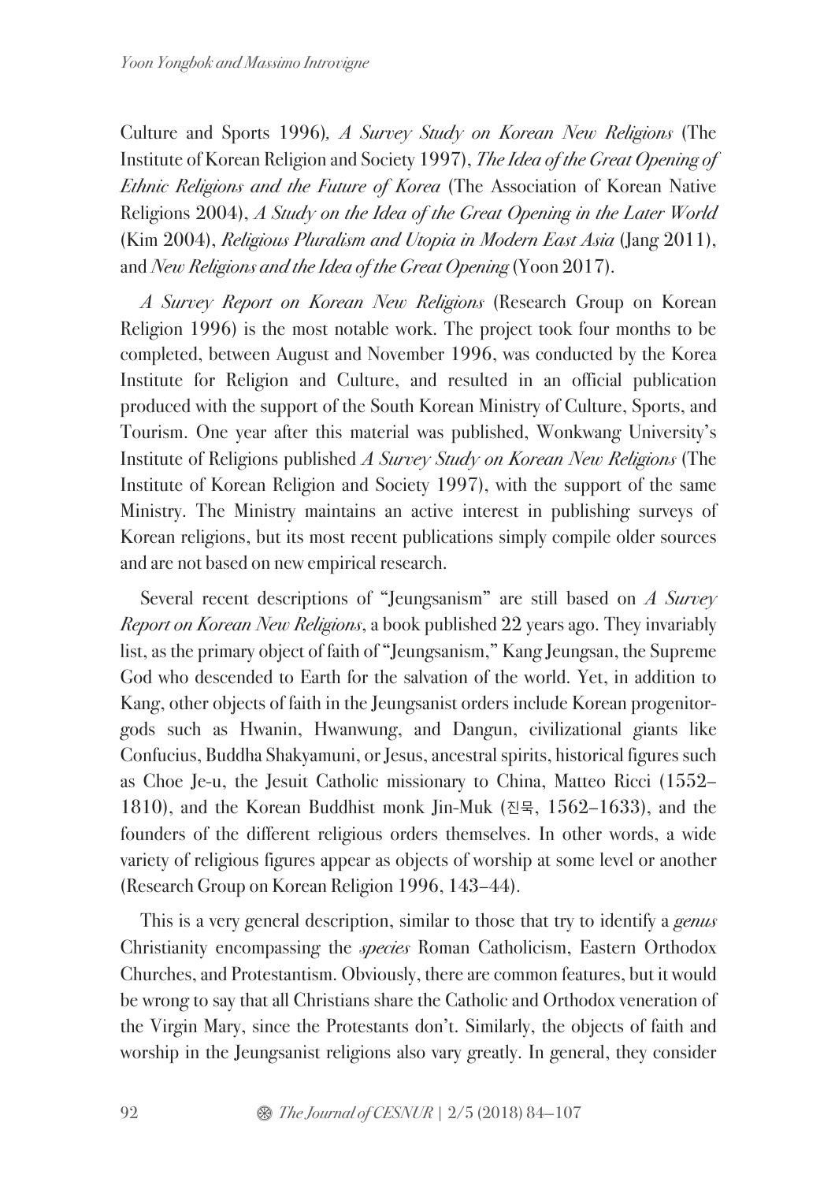Culture and Sports 1996), *A Survey Study on Korean New Religions* (The Institute of Korean Religion and Society 1997), *The Idea of the Great Opening of Ethnic Religions and the Future of Korea* (The Association of Korean Native Religions 2004), *A Study on the Idea of the Great Opening in the Later World* (Kim 2004), *Religious Pluralism and Utopia in Modern East Asia* (Jang 2011), and *New Religions and the Idea of the Great Opening* (Yoon 2017).

*A Survey Report on Korean New Religions* (Research Group on Korean Religion 1996) is the most notable work. The project took four months to be completed, between August and November 1996, was conducted by the Korea Institute for Religion and Culture, and resulted in an official publication produced with the support of the South Korean Ministry of Culture, Sports, and Tourism. One year after this material was published, Wonkwang University's Institute of Religions published *A Survey Study on Korean New Religions* (The Institute of Korean Religion and Society 1997), with the support of the same Ministry. The Ministry maintains an active interest in publishing surveys of Korean religions, but its most recent publications simply compile older sources and are not based on new empirical research.

Several recent descriptions of "Jeungsanism" are still based on *A Survey Report on Korean New Religions*, a book published 22 years ago. They invariably list, as the primary object of faith of "Jeungsanism," Kang Jeungsan, the Supreme God who descended to Earth for the salvation of the world. Yet, in addition to Kang, other objects of faith in the Jeungsanist orders include Korean progenitor-gods such as Hwanin, Hwanwung, and Dangun, civilizational giants like Confucius, Buddha Shakyamuni, or Jesus, ancestral spirits, historical figures such as Choe Je-u, the Jesuit Catholic missionary to China, Matteo Ricci (1552–1810), and the Korean Buddhist monk Jin-Muk (진묵, 1562–1633), and the founders of the different religious orders themselves. In other words, a wide variety of religious figures appear as objects of worship at some level or another (Research Group on Korean Religion 1996, 143–44).

This is a very general description, similar to those that try to identify a *genus* Christianity encompassing the *species* Roman Catholicism, Eastern Orthodox Churches, and Protestantism. Obviously, there are common features, but it would be wrong to say that all Christians share the Catholic and Orthodox veneration of the Virgin Mary, since the Protestants don't. Similarly, the objects of faith and worship in the Jeungsanist religions also vary greatly. In general, they consider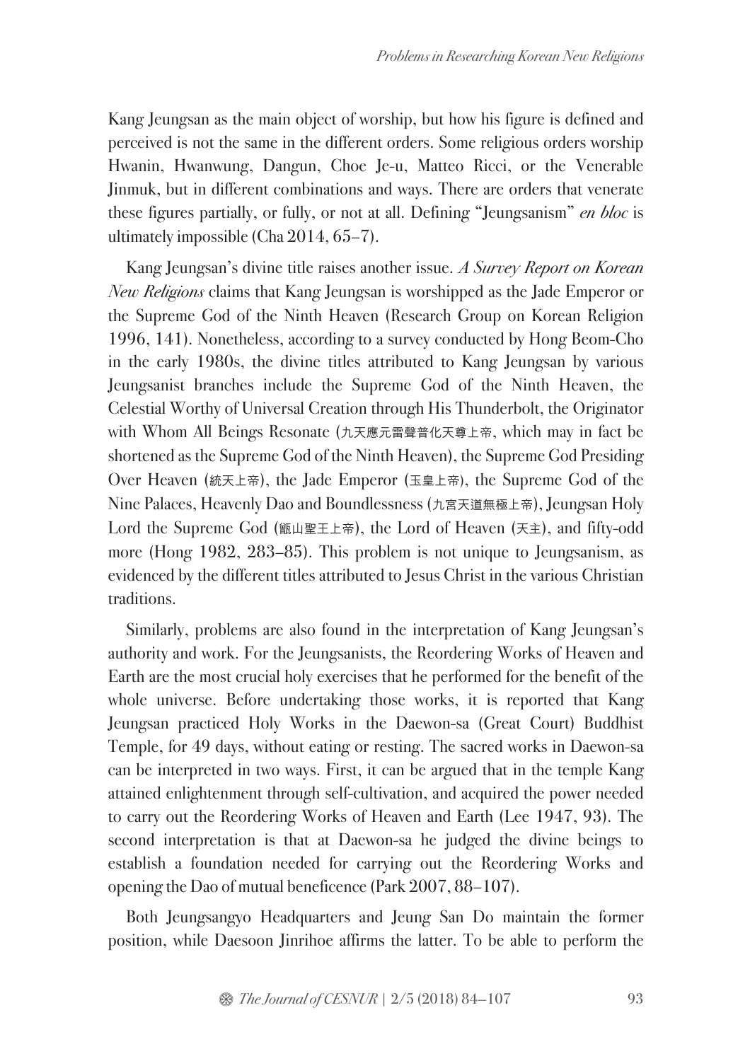Kang Jeungsan as the main object of worship, but how his figure is defined and perceived is not the same in the different orders. Some religious orders worship Hwanin, Hwanwung, Dangun, Choe Je-u, Matteo Ricci, or the Venerable Jinmuk, but in different combinations and ways. There are orders that venerate these figures partially, or fully, or not at all. Defining "Jeungsanism" *en bloc* is ultimately impossible (Cha 2014, 65–7).

Kang Jeungsan's divine title raises another issue. *A Survey Report on Korean New Religions* claims that Kang Jeungsan is worshipped as the Jade Emperor or the Supreme God of the Ninth Heaven (Research Group on Korean Religion 1996, 141). Nonetheless, according to a survey conducted by Hong Beom-Cho in the early 1980s, the divine titles attributed to Kang Jeungsan by various Jeungsanist branches include the Supreme God of the Ninth Heaven, the Celestial Worthy of Universal Creation through His Thunderbolt, the Originator with Whom All Beings Resonate (九天應元雷聲普化天尊上帝, which may in fact be shortened as the Supreme God of the Ninth Heaven), the Supreme God Presiding Over Heaven (統天上帝), the Jade Emperor (玉皇上帝), the Supreme God of the Nine Palaces, Heavenly Dao and Boundlessness (九宮天道無極上帝), Jeungsan Holy Lord the Supreme God (甑山聖王上帝), the Lord of Heaven (天主), and fifty-odd more (Hong 1982, 283–85). This problem is not unique to Jeungsanism, as evidenced by the different titles attributed to Jesus Christ in the various Christian traditions.

Similarly, problems are also found in the interpretation of Kang Jeungsan's authority and work. For the Jeungsanists, the Reordering Works of Heaven and Earth are the most crucial holy exercises that he performed for the benefit of the whole universe. Before undertaking those works, it is reported that Kang Jeungsan practiced Holy Works in the Daewon-sa (Great Court) Buddhist Temple, for 49 days, without eating or resting. The sacred works in Daewon-sa can be interpreted in two ways. First, it can be argued that in the temple Kang attained enlightenment through self-cultivation, and acquired the power needed to carry out the Reordering Works of Heaven and Earth (Lee 1947, 93). The second interpretation is that at Daewon-sa he judged the divine beings to establish a foundation needed for carrying out the Reordering Works and opening the Dao of mutual beneficence (Park 2007, 88–107).

Both Jeungsangyo Headquarters and Jeung San Do maintain the former position, while Daesoon Jinrihoe affirms the latter. To be able to perform the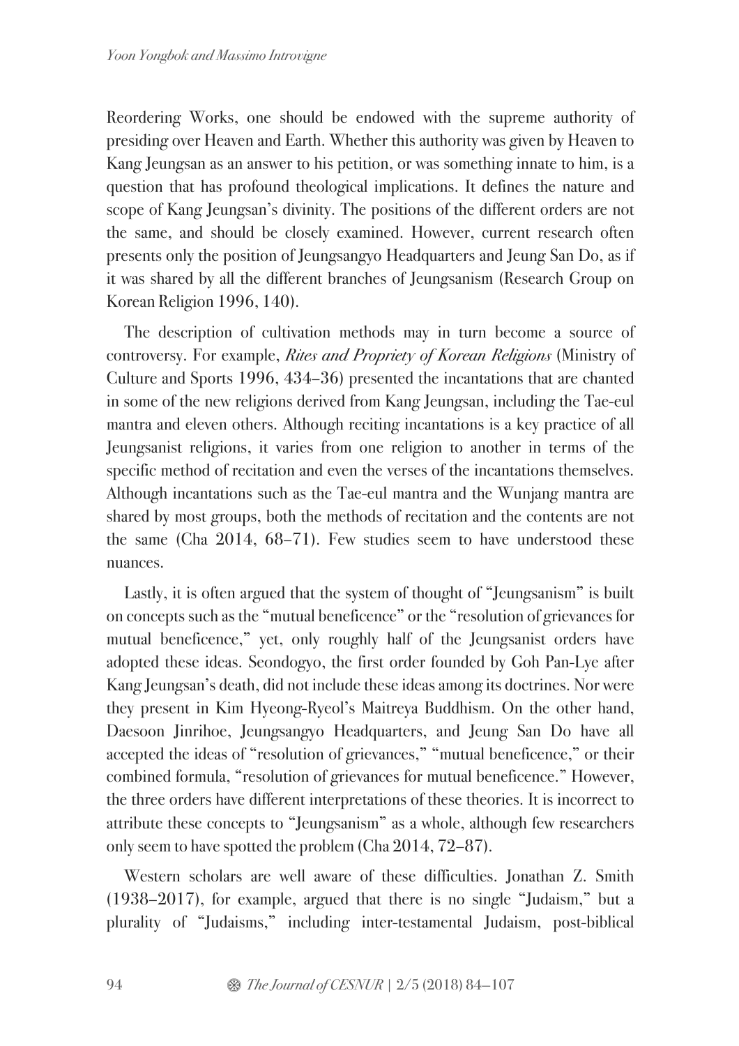Reordering Works, one should be endowed with the supreme authority of presiding over Heaven and Earth. Whether this authority was given by Heaven to Kang Jeungsan as an answer to his petition, or was something innate to him, is a question that has profound theological implications. It defines the nature and scope of Kang Jeungsan's divinity. The positions of the different orders are not the same, and should be closely examined. However, current research often presents only the position of Jeungsangyo Headquarters and Jeung San Do, as if it was shared by all the different branches of Jeungsanism (Research Group on Korean Religion 1996, 140).

The description of cultivation methods may in turn become a source of controversy. For example, *Rites and Propriety of Korean Religions* (Ministry of Culture and Sports 1996, 434–36) presented the incantations that are chanted in some of the new religions derived from Kang Jeungsan, including the Tae-eul mantra and eleven others. Although reciting incantations is a key practice of all Jeungsanist religions, it varies from one religion to another in terms of the specific method of recitation and even the verses of the incantations themselves. Although incantations such as the Tae-eul mantra and the Wunjang mantra are shared by most groups, both the methods of recitation and the contents are not the same (Cha 2014, 68–71). Few studies seem to have understood these nuances.

Lastly, it is often argued that the system of thought of "Jeungsanism" is built on concepts such as the "mutual beneficence" or the "resolution of grievances for mutual beneficence," yet, only roughly half of the Jeungsanist orders have adopted these ideas. Seondogyo, the first order founded by Goh Pan-Lye after Kang Jeungsan's death, did not include these ideas among its doctrines. Nor were they present in Kim Hyeong-Ryeol's Maitreya Buddhism. On the other hand, Daesoon Jinrihoe, Jeungsangyo Headquarters, and Jeung San Do have all accepted the ideas of "resolution of grievances," "mutual beneficence," or their combined formula, "resolution of grievances for mutual beneficence." However, the three orders have different interpretations of these theories. It is incorrect to attribute these concepts to "Jeungsanism" as a whole, although few researchers only seem to have spotted the problem (Cha 2014, 72–87).

Western scholars are well aware of these difficulties. Jonathan Z. Smith (1938–2017), for example, argued that there is no single "Judaism," but a plurality of "Judaisms," including inter-testamental Judaism, post-biblical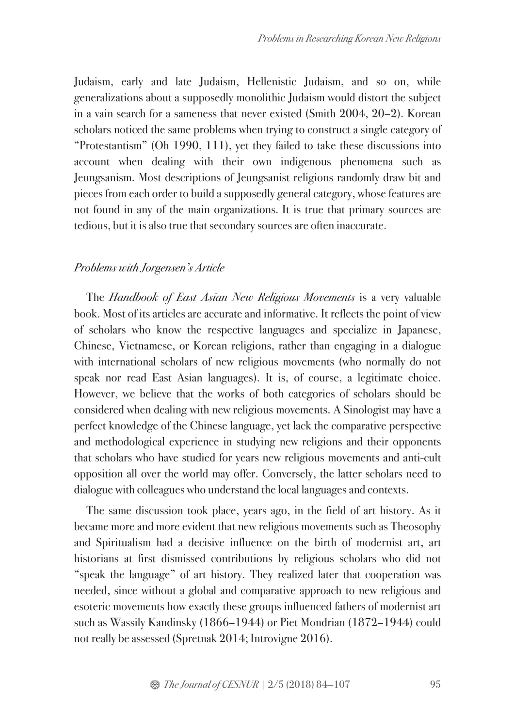Judaism, early and late Judaism, Hellenistic Judaism, and so on, while generalizations about a supposedly monolithic Judaism would distort the subject in a vain search for a sameness that never existed (Smith 2004, 20–2). Korean scholars noticed the same problems when trying to construct a single category of "Protestantism" (Oh 1990, 111), yet they failed to take these discussions into account when dealing with their own indigenous phenomena such as Jeungsanism. Most descriptions of Jeungsanist religions randomly draw bit and pieces from each order to build a supposedly general category, whose features are not found in any of the main organizations. It is true that primary sources are tedious, but it is also true that secondary sources are often inaccurate.

### *Problems with Jorgensen's Article*

The *Handbook of East Asian New Religious Movements* is a very valuable book. Most of its articles are accurate and informative. It reflects the point of view of scholars who know the respective languages and specialize in Japanese, Chinese, Vietnamese, or Korean religions, rather than engaging in a dialogue with international scholars of new religious movements (who normally do not speak nor read East Asian languages). It is, of course, a legitimate choice. However, we believe that the works of both categories of scholars should be considered when dealing with new religious movements. A Sinologist may have a perfect knowledge of the Chinese language, yet lack the comparative perspective and methodological experience in studying new religions and their opponents that scholars who have studied for years new religious movements and anti-cult opposition all over the world may offer. Conversely, the latter scholars need to dialogue with colleagues who understand the local languages and contexts.

The same discussion took place, years ago, in the field of art history. As it became more and more evident that new religious movements such as Theosophy and Spiritualism had a decisive influence on the birth of modernist art, art historians at first dismissed contributions by religious scholars who did not "speak the language" of art history. They realized later that cooperation was needed, since without a global and comparative approach to new religious and esoteric movements how exactly these groups influenced fathers of modernist art such as Wassily Kandinsky (1866–1944) or Piet Mondrian (1872–1944) could not really be assessed (Spretnak 2014; Introvigne 2016).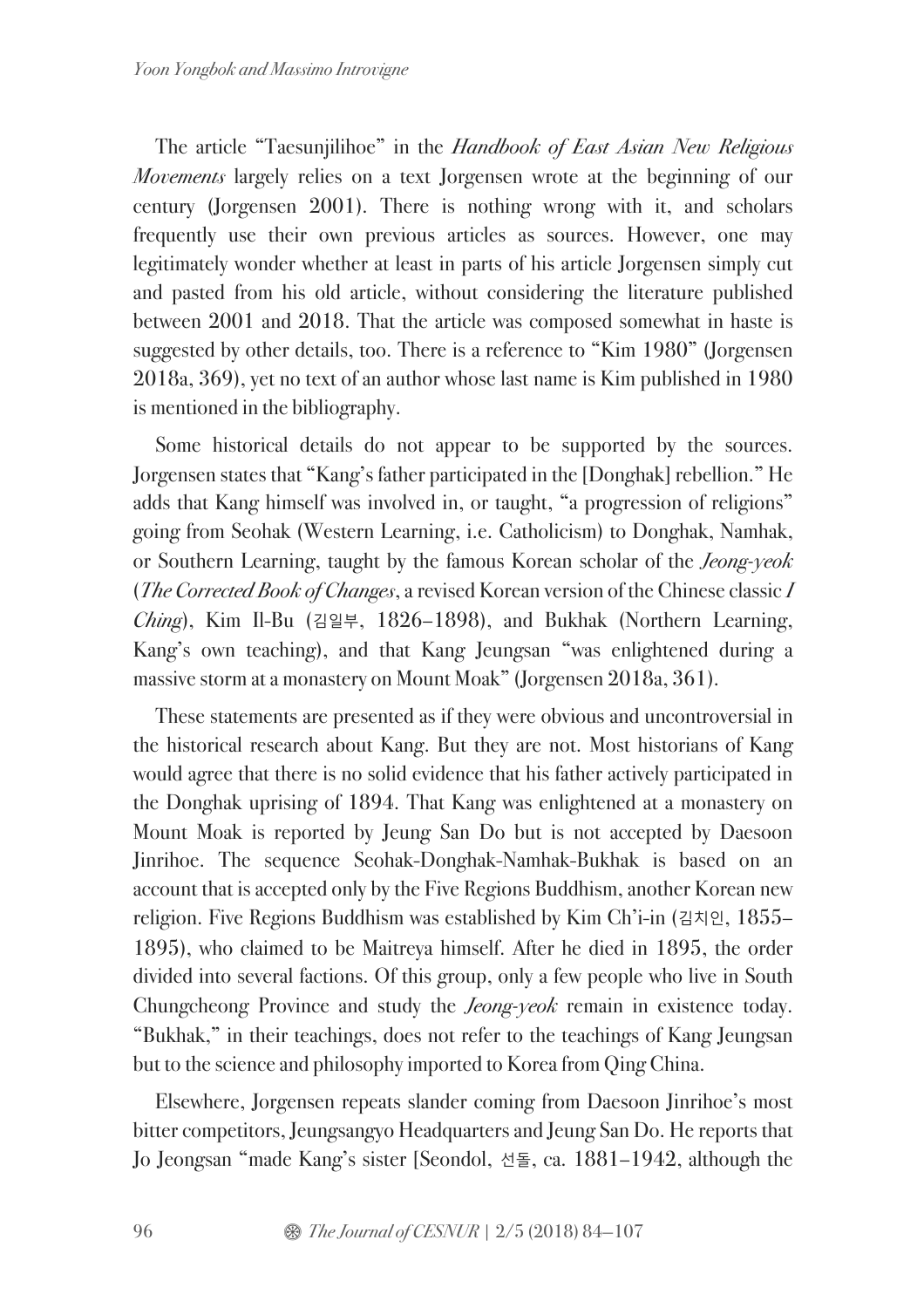The article "Taesunjilihoe" in the *Handbook of East Asian New Religious Movements* largely relies on a text Jorgensen wrote at the beginning of our century (Jorgensen 2001). There is nothing wrong with it, and scholars frequently use their own previous articles as sources. However, one may legitimately wonder whether at least in parts of his article Jorgensen simply cut and pasted from his old article, without considering the literature published between 2001 and 2018. That the article was composed somewhat in haste is suggested by other details, too. There is a reference to "Kim 1980" (Jorgensen 2018a, 369), yet no text of an author whose last name is Kim published in 1980 is mentioned in the bibliography.

Some historical details do not appear to be supported by the sources. Jorgensen states that "Kang's father participated in the [Donghak] rebellion." He adds that Kang himself was involved in, or taught, "a progression of religions" going from Seohak (Western Learning, i.e. Catholicism) to Donghak, Namhak, or Southern Learning, taught by the famous Korean scholar of the *Jeong-yeok* (*The Corrected Book of Changes*, a revised Korean version of the Chinese classic *I Ching*), Kim Il-Bu (김일부, 1826–1898), and Bukhak (Northern Learning, Kang's own teaching), and that Kang Jeungsan "was enlightened during a massive storm at a monastery on Mount Moak" (Jorgensen 2018a, 361).

These statements are presented as if they were obvious and uncontroversial in the historical research about Kang. But they are not. Most historians of Kang would agree that there is no solid evidence that his father actively participated in the Donghak uprising of 1894. That Kang was enlightened at a monastery on Mount Moak is reported by Jeung San Do but is not accepted by Daesoon Jinrihoe. The sequence Seohak-Donghak-Namhak-Bukhak is based on an account that is accepted only by the Five Regions Buddhism, another Korean new religion. Five Regions Buddhism was established by Kim Ch'i-in (김치인, 1855–1895), who claimed to be Maitreya himself. After he died in 1895, the order divided into several factions. Of this group, only a few people who live in South Chungcheong Province and study the *Jeong-yeok* remain in existence today. "Bukhak," in their teachings, does not refer to the teachings of Kang Jeungsan but to the science and philosophy imported to Korea from Qing China.

Elsewhere, Jorgensen repeats slander coming from Daesoon Jinrihoe's most bitter competitors, Jeungsangyo Headquarters and Jeung San Do. He reports that Jo Jeongsan "made Kang's sister [Seondol, 선돌, ca. 1881–1942, although the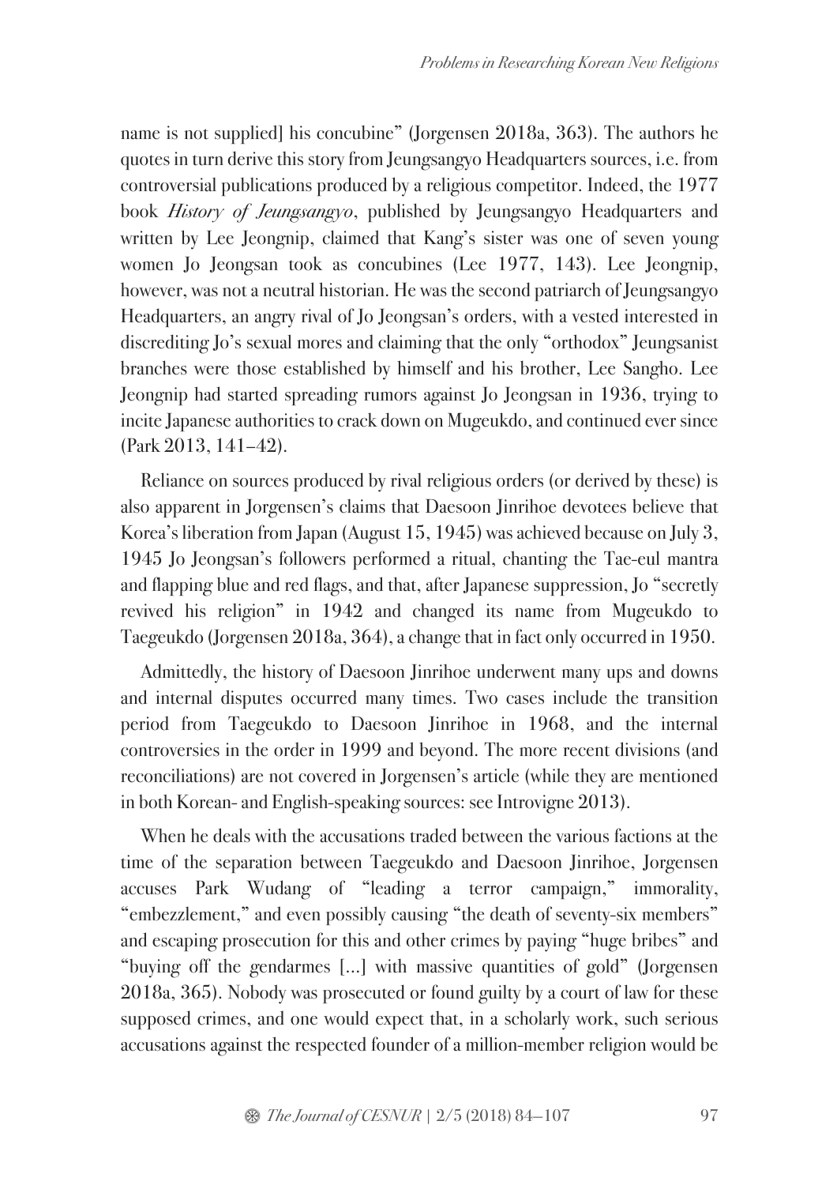name is not supplied] his concubine" (Jorgensen 2018a, 363). The authors he quotes in turn derive this story from Jeungsangyo Headquarters sources, i.e. from controversial publications produced by a religious competitor. Indeed, the 1977 book *History of Jeungsangyo*, published by Jeungsangyo Headquarters and written by Lee Jeongnip, claimed that Kang's sister was one of seven young women Jo Jeongsan took as concubines (Lee 1977, 143). Lee Jeongnip, however, was not a neutral historian. He was the second patriarch of Jeungsangyo Headquarters, an angry rival of Jo Jeongsan's orders, with a vested interested in discrediting Jo's sexual mores and claiming that the only "orthodox" Jeungsanist branches were those established by himself and his brother, Lee Sangho. Lee Jeongnip had started spreading rumors against Jo Jeongsan in 1936, trying to incite Japanese authorities to crack down on Mugeukdo, and continued ever since (Park 2013, 141–42).

Reliance on sources produced by rival religious orders (or derived by these) is also apparent in Jorgensen's claims that Daesoon Jinrihoe devotees believe that Korea's liberation from Japan (August 15, 1945) was achieved because on July 3, 1945 Jo Jeongsan's followers performed a ritual, chanting the Tae-eul mantra and flapping blue and red flags, and that, after Japanese suppression, Jo "secretly revived his religion" in 1942 and changed its name from Mugeukdo to Taegeukdo (Jorgensen 2018a, 364), a change that in fact only occurred in 1950.

Admittedly, the history of Daesoon Jinrihoe underwent many ups and downs and internal disputes occurred many times. Two cases include the transition period from Taegeukdo to Daesoon Jinrihoe in 1968, and the internal controversies in the order in 1999 and beyond. The more recent divisions (and reconciliations) are not covered in Jorgensen's article (while they are mentioned in both Korean- and English-speaking sources: see Introvigne 2013).

When he deals with the accusations traded between the various factions at the time of the separation between Taegeukdo and Daesoon Jinrihoe, Jorgensen accuses Park Wudang of "leading a terror campaign," immorality, "embezzlement," and even possibly causing "the death of seventy-six members" and escaping prosecution for this and other crimes by paying "huge bribes" and "buying off the gendarmes [...] with massive quantities of gold" (Jorgensen 2018a, 365). Nobody was prosecuted or found guilty by a court of law for these supposed crimes, and one would expect that, in a scholarly work, such serious accusations against the respected founder of a million-member religion would be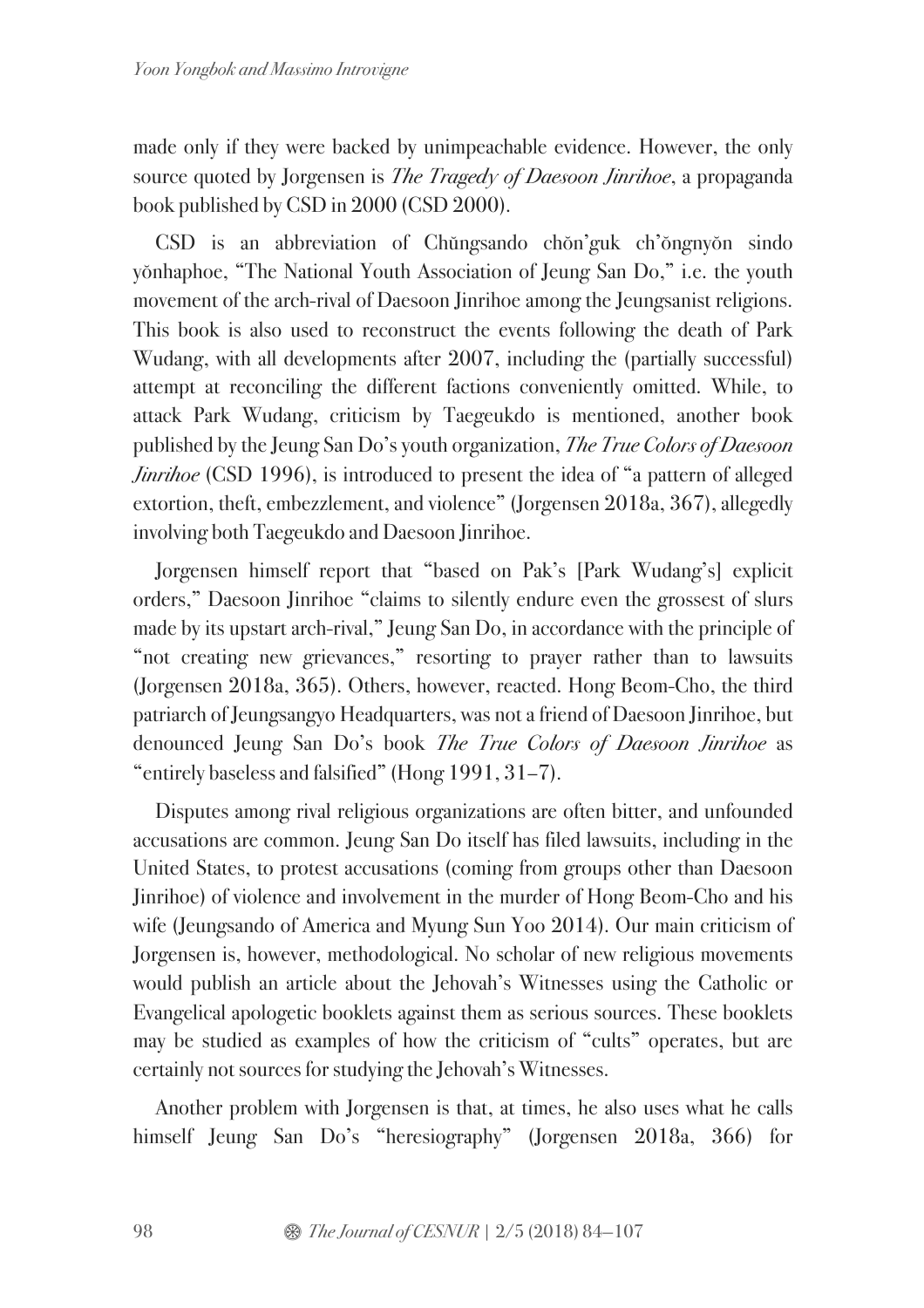made only if they were backed by unimpeachable evidence. However, the only source quoted by Jorgensen is *The Tragedy of Daesoon Jinrihoe*, a propaganda book published by CSD in 2000 (CSD 2000).

CSD is an abbreviation of Chŭngsando chŏn'guk ch'ŏngnyŏn sindo yŏnhaphoe, "The National Youth Association of Jeung San Do," i.e. the youth movement of the arch-rival of Daesoon Jinrihoe among the Jeungsanist religions. This book is also used to reconstruct the events following the death of Park Wudang, with all developments after 2007, including the (partially successful) attempt at reconciling the different factions conveniently omitted. While, to attack Park Wudang, criticism by Taegeukdo is mentioned, another book published by the Jeung San Do's youth organization, *The True Colors of Daesoon Jinrihoe* (CSD 1996), is introduced to present the idea of "a pattern of alleged extortion, theft, embezzlement, and violence" (Jorgensen 2018a, 367), allegedly involving both Taegeukdo and Daesoon Jinrihoe.

Jorgensen himself report that "based on Pak's [Park Wudang's] explicit orders," Daesoon Jinrihoe "claims to silently endure even the grossest of slurs made by its upstart arch-rival," Jeung San Do, in accordance with the principle of "not creating new grievances," resorting to prayer rather than to lawsuits (Jorgensen 2018a, 365). Others, however, reacted. Hong Beom-Cho, the third patriarch of Jeungsangyo Headquarters, was not a friend of Daesoon Jinrihoe, but denounced Jeung San Do's book *The True Colors of Daesoon Jinrihoe* as "entirely baseless and falsified" (Hong 1991, 31–7).

Disputes among rival religious organizations are often bitter, and unfounded accusations are common. Jeung San Do itself has filed lawsuits, including in the United States, to protest accusations (coming from groups other than Daesoon Jinrihoe) of violence and involvement in the murder of Hong Beom-Cho and his wife (Jeungsando of America and Myung Sun Yoo 2014). Our main criticism of Jorgensen is, however, methodological. No scholar of new religious movements would publish an article about the Jehovah's Witnesses using the Catholic or Evangelical apologetic booklets against them as serious sources. These booklets may be studied as examples of how the criticism of "cults" operates, but are certainly not sources for studying the Jehovah's Witnesses.

Another problem with Jorgensen is that, at times, he also uses what he calls himself Jeung San Do's "heresiography" (Jorgensen 2018a, 366) for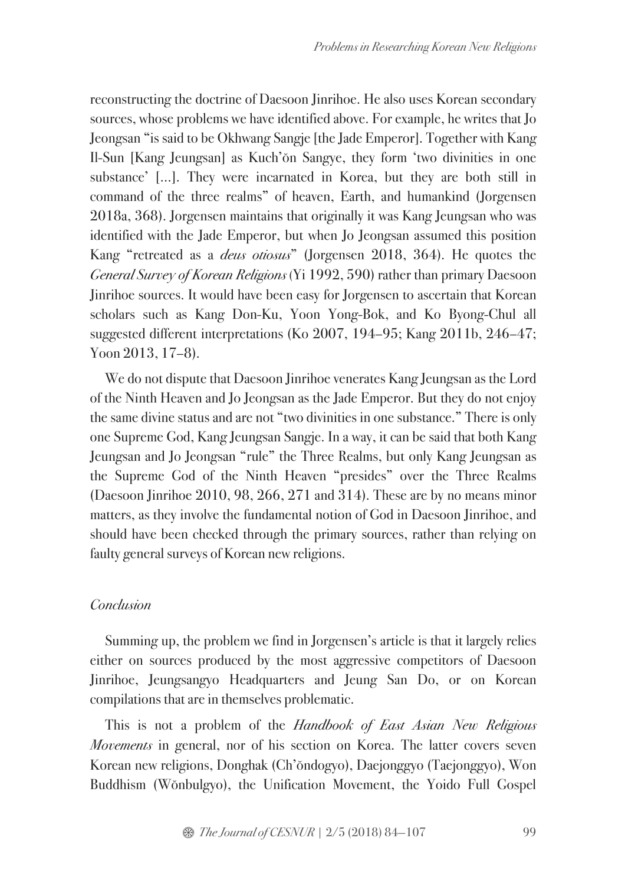reconstructing the doctrine of Daesoon Jinrihoe. He also uses Korean secondary sources, whose problems we have identified above. For example, he writes that Jo Jeongsan "is said to be Okhwang Sangje [the Jade Emperor]. Together with Kang Il-Sun [Kang Jeungsan] as Kuch'ŏn Sangye, they form 'two divinities in one substance' [...]. They were incarnated in Korea, but they are both still in command of the three realms" of heaven, Earth, and humankind (Jorgensen 2018a, 368). Jorgensen maintains that originally it was Kang Jeungsan who was identified with the Jade Emperor, but when Jo Jeongsan assumed this position Kang "retreated as a *deus otiosus*" (Jorgensen 2018, 364). He quotes the *General Survey of Korean Religions* (Yi 1992, 590) rather than primary Daesoon Jinrihoe sources. It would have been easy for Jorgensen to ascertain that Korean scholars such as Kang Don-Ku, Yoon Yong-Bok, and Ko Byong-Chul all suggested different interpretations (Ko 2007, 194–95; Kang 2011b, 246–47; Yoon 2013, 17–8).

We do not dispute that Daesoon Jinrihoe venerates Kang Jeungsan as the Lord of the Ninth Heaven and Jo Jeongsan as the Jade Emperor. But they do not enjoy the same divine status and are not "two divinities in one substance." There is only one Supreme God, Kang Jeungsan Sangje. In a way, it can be said that both Kang Jeungsan and Jo Jeongsan "rule" the Three Realms, but only Kang Jeungsan as the Supreme God of the Ninth Heaven "presides" over the Three Realms (Daesoon Jinrihoe 2010, 98, 266, 271 and 314). These are by no means minor matters, as they involve the fundamental notion of God in Daesoon Jinrihoe, and should have been checked through the primary sources, rather than relying on faulty general surveys of Korean new religions.

*Conclusion*

Summing up, the problem we find in Jorgensen's article is that it largely relies either on sources produced by the most aggressive competitors of Daesoon Jinrihoe, Jeungsangyo Headquarters and Jeung San Do, or on Korean compilations that are in themselves problematic.

This is not a problem of the *Handbook of East Asian New Religious Movements* in general, nor of his section on Korea. The latter covers seven Korean new religions, Donghak (Ch'ŏndogyo), Daejonggyo (Taejonggyo), Won Buddhism (Wŏnbulgyo), the Unification Movement, the Yoido Full Gospel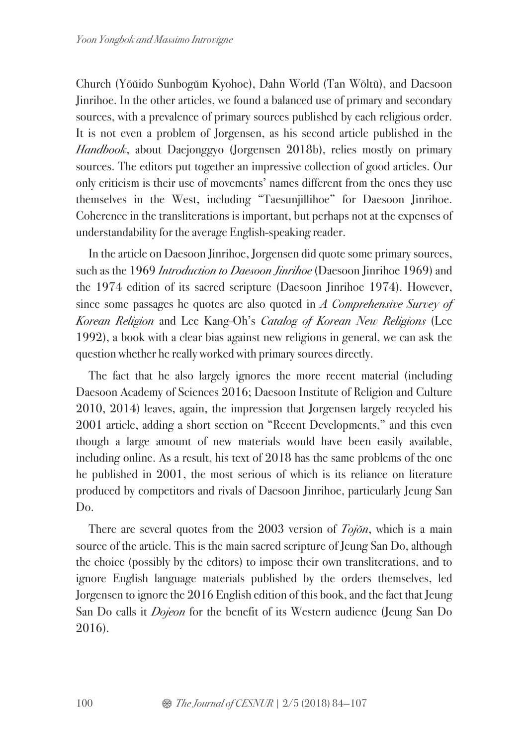Church (Yŏŭido Sunbogŭm Kyohoe), Dahn World (Tan Wŏltŭ), and Daesoon Jinrihoe. In the other articles, we found a balanced use of primary and secondary sources, with a prevalence of primary sources published by each religious order. It is not even a problem of Jorgensen, as his second article published in the *Handbook*, about Daejonggyo (Jorgensen 2018b), relies mostly on primary sources. The editors put together an impressive collection of good articles. Our only criticism is their use of movements' names different from the ones they use themselves in the West, including "Taesunjillihoe" for Daesoon Jinrihoe. Coherence in the transliterations is important, but perhaps not at the expenses of understandability for the average English-speaking reader.

In the article on Daesoon Jinrihoe, Jorgensen did quote some primary sources, such as the 1969 *Introduction to Daesoon Jinrihoe* (Daesoon Jinrihoe 1969) and the 1974 edition of its sacred scripture (Daesoon Jinrihoe 1974). However, since some passages he quotes are also quoted in *A Comprehensive Survey of Korean Religion* and Lee Kang-Oh's *Catalog of Korean New Religions* (Lee 1992), a book with a clear bias against new religions in general, we can ask the question whether he really worked with primary sources directly.

The fact that he also largely ignores the more recent material (including Daesoon Academy of Sciences 2016; Daesoon Institute of Religion and Culture 2010, 2014) leaves, again, the impression that Jorgensen largely recycled his 2001 article, adding a short section on "Recent Developments," and this even though a large amount of new materials would have been easily available, including online. As a result, his text of 2018 has the same problems of the one he published in 2001, the most serious of which is its reliance on literature produced by competitors and rivals of Daesoon Jinrihoe, particularly Jeung San Do.

There are several quotes from the 2003 version of *Tojŏn*, which is a main source of the article. This is the main sacred scripture of Jeung San Do, although the choice (possibly by the editors) to impose their own transliterations, and to ignore English language materials published by the orders themselves, led Jorgensen to ignore the 2016 English edition of this book, and the fact that Jeung San Do calls it *Dojeon* for the benefit of its Western audience (Jeung San Do 2016).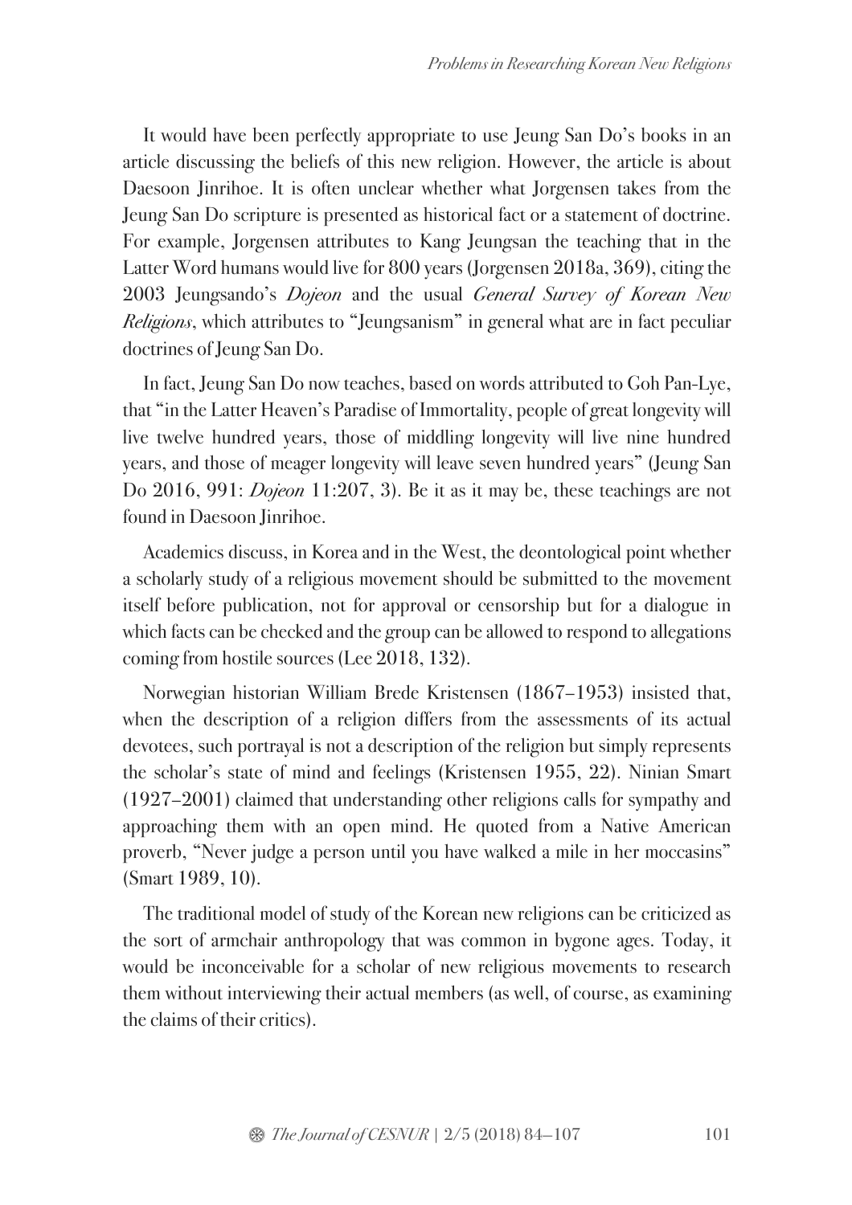It would have been perfectly appropriate to use Jeung San Do's books in an article discussing the beliefs of this new religion. However, the article is about Daesoon Jinrihoe. It is often unclear whether what Jorgensen takes from the Jeung San Do scripture is presented as historical fact or a statement of doctrine. For example, Jorgensen attributes to Kang Jeungsan the teaching that in the Latter Word humans would live for 800 years (Jorgensen 2018a, 369), citing the 2003 Jeungsando's *Dojeon* and the usual *General Survey of Korean New Religions*, which attributes to "Jeungsanism" in general what are in fact peculiar doctrines of Jeung San Do.

In fact, Jeung San Do now teaches, based on words attributed to Goh Pan-Lye, that "in the Latter Heaven's Paradise of Immortality, people of great longevity will live twelve hundred years, those of middling longevity will live nine hundred years, and those of meager longevity will leave seven hundred years" (Jeung San Do 2016, 991: *Dojeon* 11:207, 3). Be it as it may be, these teachings are not found in Daesoon Jinrihoe.

Academics discuss, in Korea and in the West, the deontological point whether a scholarly study of a religious movement should be submitted to the movement itself before publication, not for approval or censorship but for a dialogue in which facts can be checked and the group can be allowed to respond to allegations coming from hostile sources (Lee 2018, 132).

Norwegian historian William Brede Kristensen (1867–1953) insisted that, when the description of a religion differs from the assessments of its actual devotees, such portrayal is not a description of the religion but simply represents the scholar's state of mind and feelings (Kristensen 1955, 22). Ninian Smart (1927–2001) claimed that understanding other religions calls for sympathy and approaching them with an open mind. He quoted from a Native American proverb, "Never judge a person until you have walked a mile in her moccasins" (Smart 1989, 10).

The traditional model of study of the Korean new religions can be criticized as the sort of armchair anthropology that was common in bygone ages. Today, it would be inconceivable for a scholar of new religious movements to research them without interviewing their actual members (as well, of course, as examining the claims of their critics).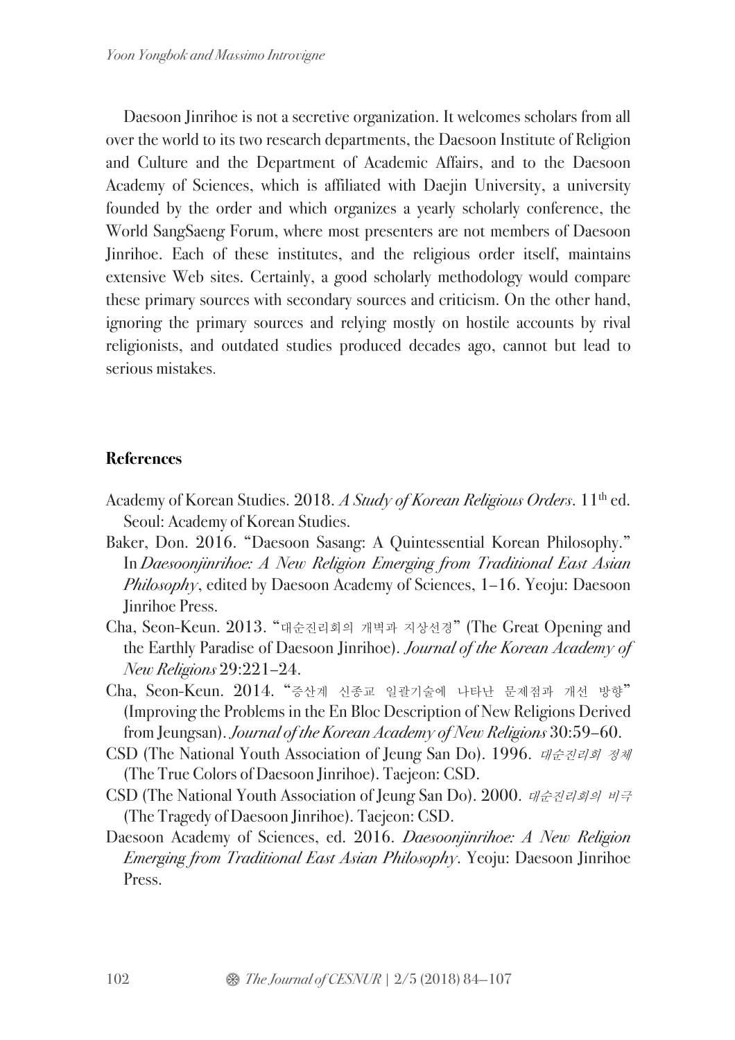Daesoon Jinrihoe is not a secretive organization. It welcomes scholars from all over the world to its two research departments, the Daesoon Institute of Religion and Culture and the Department of Academic Affairs, and to the Daesoon Academy of Sciences, which is affiliated with Daejin University, a university founded by the order and which organizes a yearly scholarly conference, the World SangSaeng Forum, where most presenters are not members of Daesoon Jinrihoe. Each of these institutes, and the religious order itself, maintains extensive Web sites. Certainly, a good scholarly methodology would compare these primary sources with secondary sources and criticism. On the other hand, ignoring the primary sources and relying mostly on hostile accounts by rival religionists, and outdated studies produced decades ago, cannot but lead to serious mistakes.

## References

Academy of Korean Studies. 2018. *A Study of Korean Religious Orders*. 11th ed. Seoul: Academy of Korean Studies.

Baker, Don. 2016. "Daesoon Sasang: A Quintessential Korean Philosophy." In *Daesoonjinrihoe: A New Religion Emerging from Traditional East Asian Philosophy*, edited by Daesoon Academy of Sciences, 1–16. Yeoju: Daesoon Jinrihoe Press.

Cha, Seon-Keun. 2013. "대순진리회의 개벽과 지상선경" (The Great Opening and the Earthly Paradise of Daesoon Jinrihoe). *Journal of the Korean Academy of New Religions* 29:221–24.

Cha, Seon-Keun. 2014. "증산계 신종교 일괄기술에 나타난 문제점과 개선 방향" (Improving the Problems in the En Bloc Description of New Religions Derived from Jeungsan). *Journal of the Korean Academy of New Religions* 30:59–60.

CSD (The National Youth Association of Jeung San Do). 1996. *대순진리회 정체* (The True Colors of Daesoon Jinrihoe). Taejeon: CSD.

CSD (The National Youth Association of Jeung San Do). 2000. *대순진리회의 비극* (The Tragedy of Daesoon Jinrihoe). Taejeon: CSD.

Daesoon Academy of Sciences, ed. 2016. *Daesoonjinrihoe: A New Religion Emerging from Traditional East Asian Philosophy*. Yeoju: Daesoon Jinrihoe Press.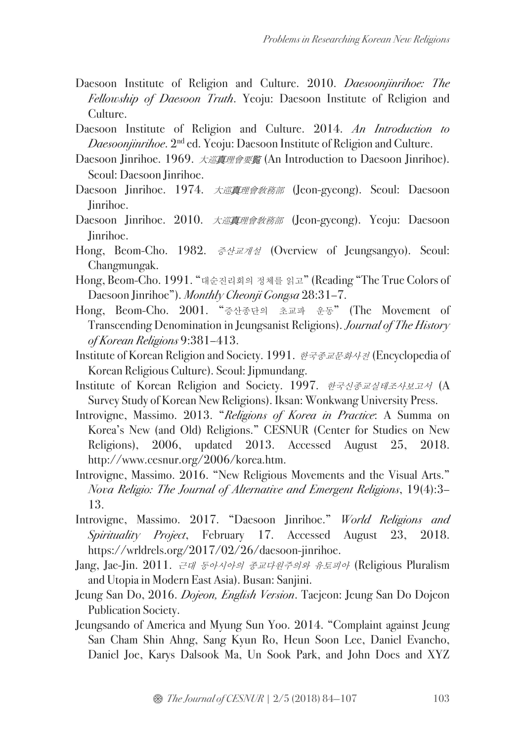Daesoon Institute of Religion and Culture. 2010. *Daesoonjinrihoe: The Fellowship of Daesoon Truth*. Yeoju: Daesoon Institute of Religion and Culture.

Daesoon Institute of Religion and Culture. 2014. *An Introduction to Daesoonjinrihoe*. 2nd ed. Yeoju: Daesoon Institute of Religion and Culture.

Daesoon Jinrihoe. 1969. *大巡真理會要覧* (An Introduction to Daesoon Jinrihoe). Seoul: Daesoon Jinrihoe.

Daesoon Jinrihoe. 1974. *大巡真理會敎務部* (Jeon-gyeong). Seoul: Daesoon Jinrihoe.

Daesoon Jinrihoe. 2010. *大巡真理會敎務部* (Jeon-gyeong). Yeoju: Daesoon Jinrihoe.

Hong, Beom-Cho. 1982. *증산교개설* (Overview of Jeungsangyo). Seoul: Changmungak.

Hong, Beom-Cho. 1991. "대순진리회의 정체를 읽고" (Reading "The True Colors of Daesoon Jinrihoe"). *Monthly Cheonji Gongsa* 28:31–7.

Hong, Beom-Cho. 2001. "증산종단의 초교파 운동" (The Movement of Transcending Denomination in Jeungsanist Religions). *Journal of The History of Korean Religions* 9:381–413.

Institute of Korean Religion and Society. 1991. *한국종교문화사전* (Encyclopedia of Korean Religious Culture). Seoul: Jipmundang.

Institute of Korean Religion and Society. 1997. *한국신종교실태조사보고서* (A Survey Study of Korean New Religions). Iksan: Wonkwang University Press.

Introvigne, Massimo. 2013. "*Religions of Korea in Practice*: A Summa on Korea's New (and Old) Religions." CESNUR (Center for Studies on New Religions), 2006, updated 2013. Accessed August 25, 2018. http://www.cesnur.org/2006/korea.htm.

Introvigne, Massimo. 2016. "New Religious Movements and the Visual Arts." *Nova Religio: The Journal of Alternative and Emergent Religions*, 19(4):3–13.

Introvigne, Massimo. 2017. "Daesoon Jinrihoe." *World Religions and Spirituality Project*, February 17. Accessed August 23, 2018. https://wrldrels.org/2017/02/26/daesoon-jinrihoe.

Jang, Jae-Jin. 2011. *근대 동아시아의 종교다원주의와 유토피아* (Religious Pluralism and Utopia in Modern East Asia). Busan: Sanjini.

Jeung San Do, 2016. *Dojeon, English Version*. Taejeon: Jeung San Do Dojeon Publication Society.

Jeungsando of America and Myung Sun Yoo. 2014. "Complaint against Jeung San Cham Shin Ahng, Sang Kyun Ro, Heun Soon Lee, Daniel Evancho, Daniel Joe, Karys Dalsook Ma, Un Sook Park, and John Does and XYZ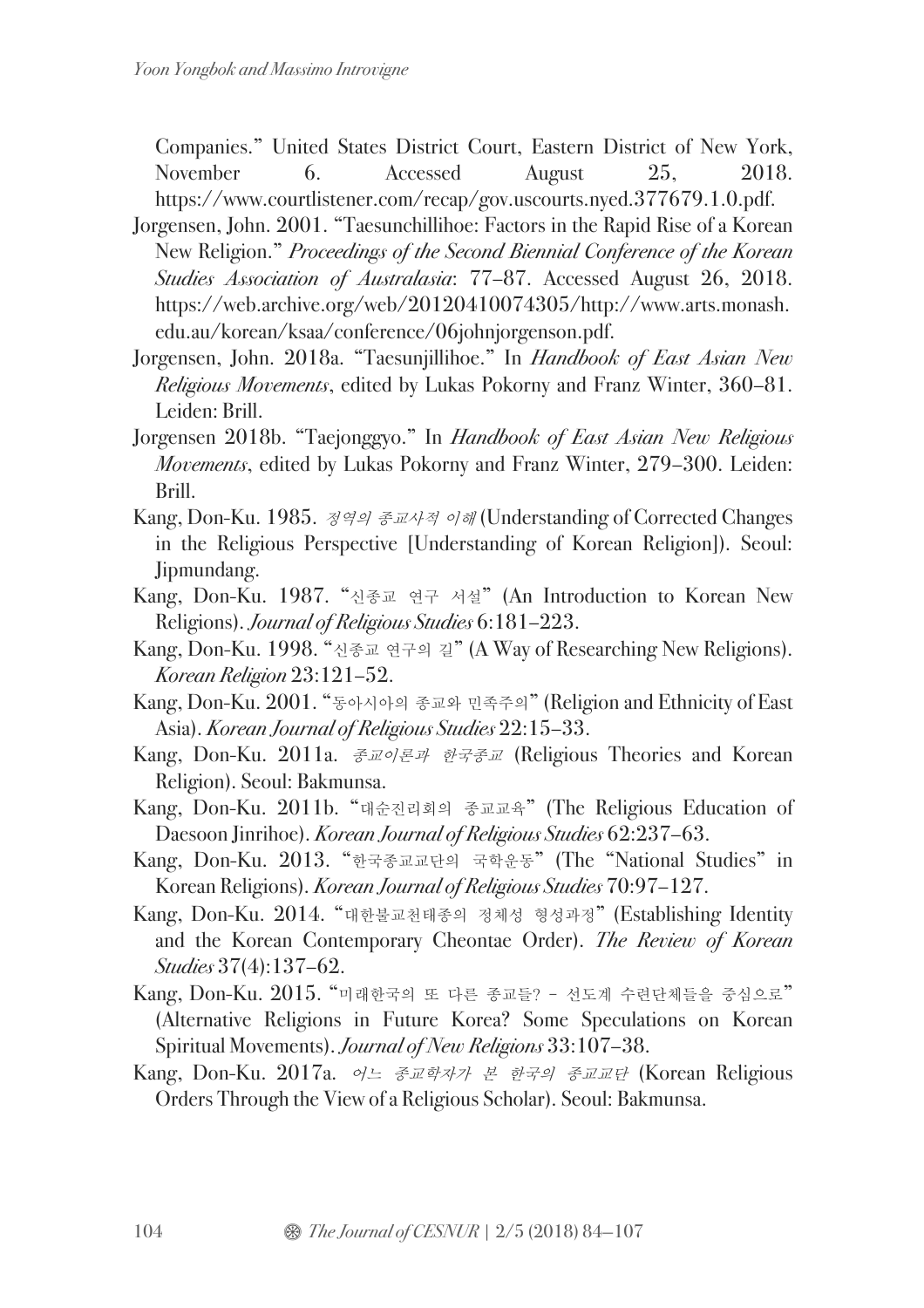Companies." United States District Court, Eastern District of New York, November 6. Accessed August 25, 2018. https://www.courtlistener.com/recap/gov.uscourts.nyed.377679.1.0.pdf.

Jorgensen, John. 2001. "Taesunchillihoe: Factors in the Rapid Rise of a Korean New Religion." *Proceedings of the Second Biennial Conference of the Korean Studies Association of Australasia*: 77–87. Accessed August 26, 2018. https://web.archive.org/web/20120410074305/http://www.arts.monash.edu.au/korean/ksaa/conference/06johnjorgenson.pdf.

Jorgensen, John. 2018a. "Taesunjillihoe." In *Handbook of East Asian New Religious Movements*, edited by Lukas Pokorny and Franz Winter, 360–81. Leiden: Brill.

Jorgensen 2018b. "Taejonggyo." In *Handbook of East Asian New Religious Movements*, edited by Lukas Pokorny and Franz Winter, 279–300. Leiden: Brill.

Kang, Don-Ku. 1985. *정역의 종교사적 이해* (Understanding of Corrected Changes in the Religious Perspective [Understanding of Korean Religion]). Seoul: Jipmundang.

Kang, Don-Ku. 1987. "신종교 연구 서설" (An Introduction to Korean New Religions). *Journal of Religious Studies* 6:181–223.

Kang, Don-Ku. 1998. "신종교 연구의 길" (A Way of Researching New Religions). *Korean Religion* 23:121–52.

Kang, Don-Ku. 2001. "동아시아의 종교와 민족주의" (Religion and Ethnicity of East Asia). *Korean Journal of Religious Studies* 22:15–33.

Kang, Don-Ku. 2011a. *종교이론과 한국종교* (Religious Theories and Korean Religion). Seoul: Bakmunsa.

Kang, Don-Ku. 2011b. "대순진리회의 종교교육" (The Religious Education of Daesoon Jinrihoe). *Korean Journal of Religious Studies* 62:237–63.

Kang, Don-Ku. 2013. "한국종교교단의 국학운동" (The "National Studies" in Korean Religions). *Korean Journal of Religious Studies* 70:97–127.

Kang, Don-Ku. 2014. "대한불교천태종의 정체성 형성과정" (Establishing Identity and the Korean Contemporary Cheontae Order). *The Review of Korean Studies* 37(4):137–62.

Kang, Don-Ku. 2015. "미래한국의 또 다른 종교들? - 선도계 수련단체들을 중심으로" (Alternative Religions in Future Korea? Some Speculations on Korean Spiritual Movements). *Journal of New Religions* 33:107–38.

Kang, Don-Ku. 2017a. *어느 종교학자가 본 한국의 종교교단* (Korean Religious Orders Through the View of a Religious Scholar). Seoul: Bakmunsa.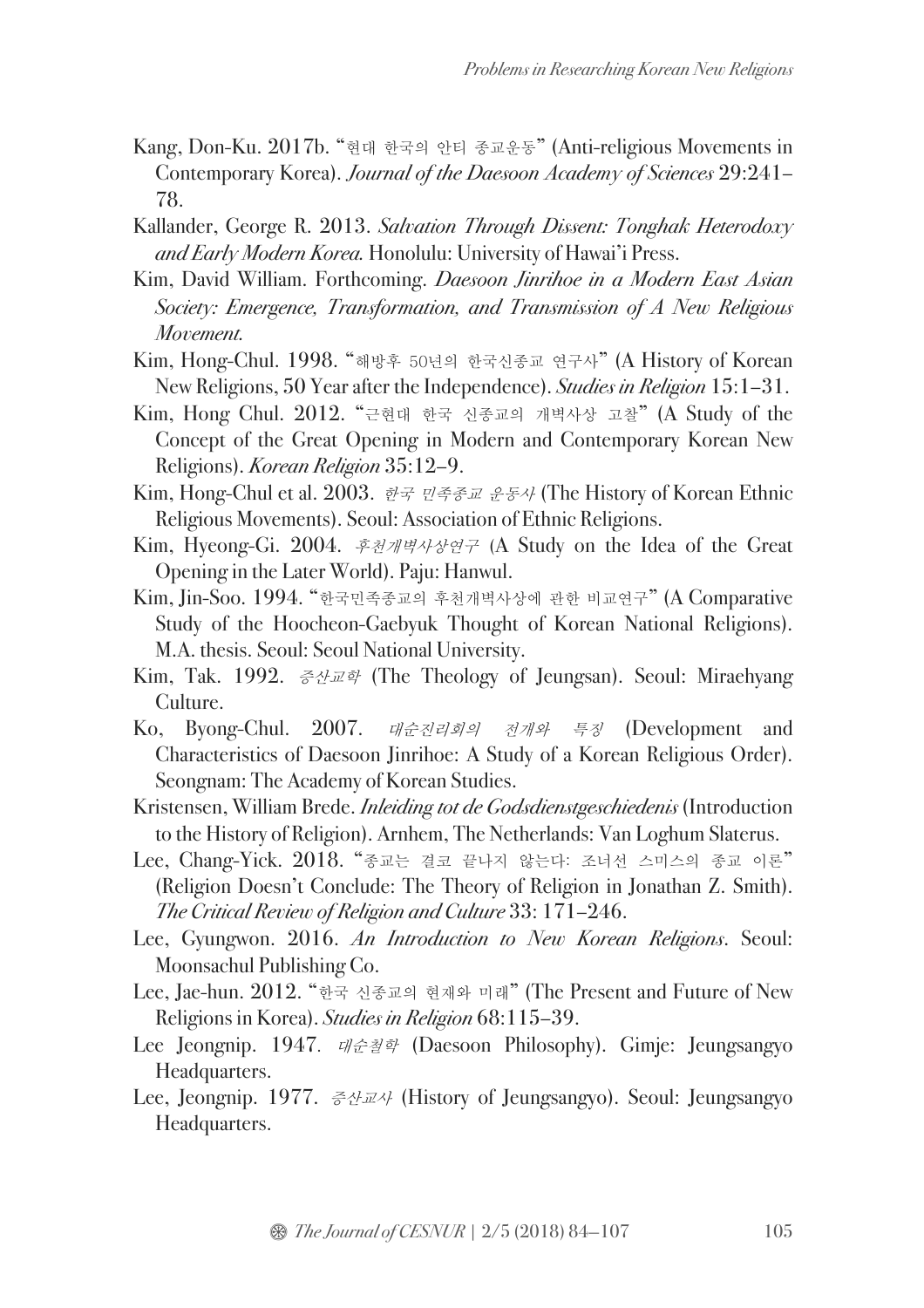Kang, Don-Ku. 2017b. "현대 한국의 안티 종교운동" (Anti-religious Movements in Contemporary Korea). *Journal of the Daesoon Academy of Sciences* 29:241–78.

Kallander, George R. 2013. *Salvation Through Dissent: Tonghak Heterodoxy and Early Modern Korea.* Honolulu: University of Hawai'i Press.

Kim, David William. Forthcoming. *Daesoon Jinrihoe in a Modern East Asian Society: Emergence, Transformation, and Transmission of A New Religious Movement.*

Kim, Hong-Chul. 1998. "해방후 50년의 한국신종교 연구사" (A History of Korean New Religions, 50 Year after the Independence). *Studies in Religion* 15:1–31.

Kim, Hong Chul. 2012. "근현대 한국 신종교의 개벽사상 고찰" (A Study of the Concept of the Great Opening in Modern and Contemporary Korean New Religions). *Korean Religion* 35:12–9.

Kim, Hong-Chul et al. 2003. *한국 민족종교 운동사* (The History of Korean Ethnic Religious Movements). Seoul: Association of Ethnic Religions.

Kim, Hyeong-Gi. 2004. *후천개벽사상연구* (A Study on the Idea of the Great Opening in the Later World). Paju: Hanwul.

Kim, Jin-Soo. 1994. "한국민족종교의 후천개벽사상에 관한 비교연구" (A Comparative Study of the Hoocheon-Gaebyuk Thought of Korean National Religions). M.A. thesis. Seoul: Seoul National University.

Kim, Tak. 1992. *증산교학* (The Theology of Jeungsan). Seoul: Miraehyang Culture.

Ko, Byong-Chul. 2007. *대순진리회의 전개와 특징* (Development and Characteristics of Daesoon Jinrihoe: A Study of a Korean Religious Order). Seongnam: The Academy of Korean Studies.

Kristensen, William Brede. *Inleiding tot de Godsdienstgeschiedenis* (Introduction to the History of Religion). Arnhem, The Netherlands: Van Loghum Slaterus.

Lee, Chang-Yick. 2018. "종교는 결코 끝나지 않는다: 조너선 스미스의 종교 이론" (Religion Doesn't Conclude: The Theory of Religion in Jonathan Z. Smith). *The Critical Review of Religion and Culture* 33: 171–246.

Lee, Gyungwon. 2016. *An Introduction to New Korean Religions*. Seoul: Moonsachul Publishing Co.

Lee, Jae-hun. 2012. "한국 신종교의 현재와 미래" (The Present and Future of New Religions in Korea). *Studies in Religion* 68:115–39.

Lee Jeongnip. 1947. *대순철학* (Daesoon Philosophy). Gimje: Jeungsangyo Headquarters.

Lee, Jeongnip. 1977. *증산교사* (History of Jeungsangyo). Seoul: Jeungsangyo Headquarters.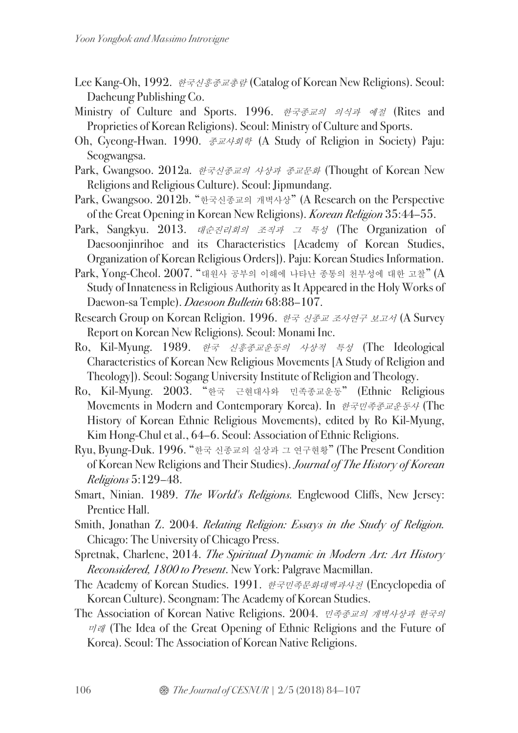Lee Kang-Oh, 1992. *한국신흥종교총람* (Catalog of Korean New Religions). Seoul: Daeheung Publishing Co.

Ministry of Culture and Sports. 1996. *한국종교의 의식과 예절* (Rites and Proprieties of Korean Religions). Seoul: Ministry of Culture and Sports.

Oh, Gyeong-Hwan. 1990. *종교사회학* (A Study of Religion in Society) Paju: Seogwangsa.

Park, Gwangsoo. 2012a. *한국신종교의 사상과 종교문화* (Thought of Korean New Religions and Religious Culture). Seoul: Jipmundang.

Park, Gwangsoo. 2012b. "한국신종교의 개벽사상" (A Research on the Perspective of the Great Opening in Korean New Religions). *Korean Religion* 35:44–55.

Park, Sangkyu. 2013. *대순진리회의 조직과 그 특성* (The Organization of Daesoonjinrihoe and its Characteristics [Academy of Korean Studies, Organization of Korean Religious Orders]). Paju: Korean Studies Information.

Park, Yong-Cheol. 2007. "대원사 공부의 이해에 나타난 종통의 천부성에 대한 고찰" (A Study of Innateness in Religious Authority as It Appeared in the Holy Works of Daewon-sa Temple). *Daesoon Bulletin* 68:88–107.

Research Group on Korean Religion. 1996. *한국 신종교 조사연구 보고서* (A Survey Report on Korean New Religions). Seoul: Monami Inc.

Ro, Kil-Myung. 1989. *한국 신흥종교운동의 사상적 특성* (The Ideological Characteristics of Korean New Religious Movements [A Study of Religion and Theology]). Seoul: Sogang University Institute of Religion and Theology.

Ro, Kil-Myung. 2003. "한국 근현대사와 민족종교운동" (Ethnic Religious Movements in Modern and Contemporary Korea). In *한국민족종교운동사* (The History of Korean Ethnic Religious Movements), edited by Ro Kil-Myung, Kim Hong-Chul et al., 64–6. Seoul: Association of Ethnic Religions.

Ryu, Byung-Duk. 1996. "한국 신종교의 실상과 그 연구현황" (The Present Condition of Korean New Religions and Their Studies). *Journal of The History of Korean Religions* 5:129–48.

Smart, Ninian. 1989. *The World's Religions*. Englewood Cliffs, New Jersey: Prentice Hall.

Smith, Jonathan Z. 2004. *Relating Religion: Essays in the Study of Religion*. Chicago: The University of Chicago Press.

Spretnak, Charlene, 2014. *The Spiritual Dynamic in Modern Art: Art History Reconsidered, 1800 to Present*. New York: Palgrave Macmillan.

The Academy of Korean Studies. 1991. *한국민족문화대백과사전* (Encyclopedia of Korean Culture). Seongnam: The Academy of Korean Studies.

The Association of Korean Native Religions. 2004. *민족종교의 개벽사상과 한국의 미래* (The Idea of the Great Opening of Ethnic Religions and the Future of Korea). Seoul: The Association of Korean Native Religions.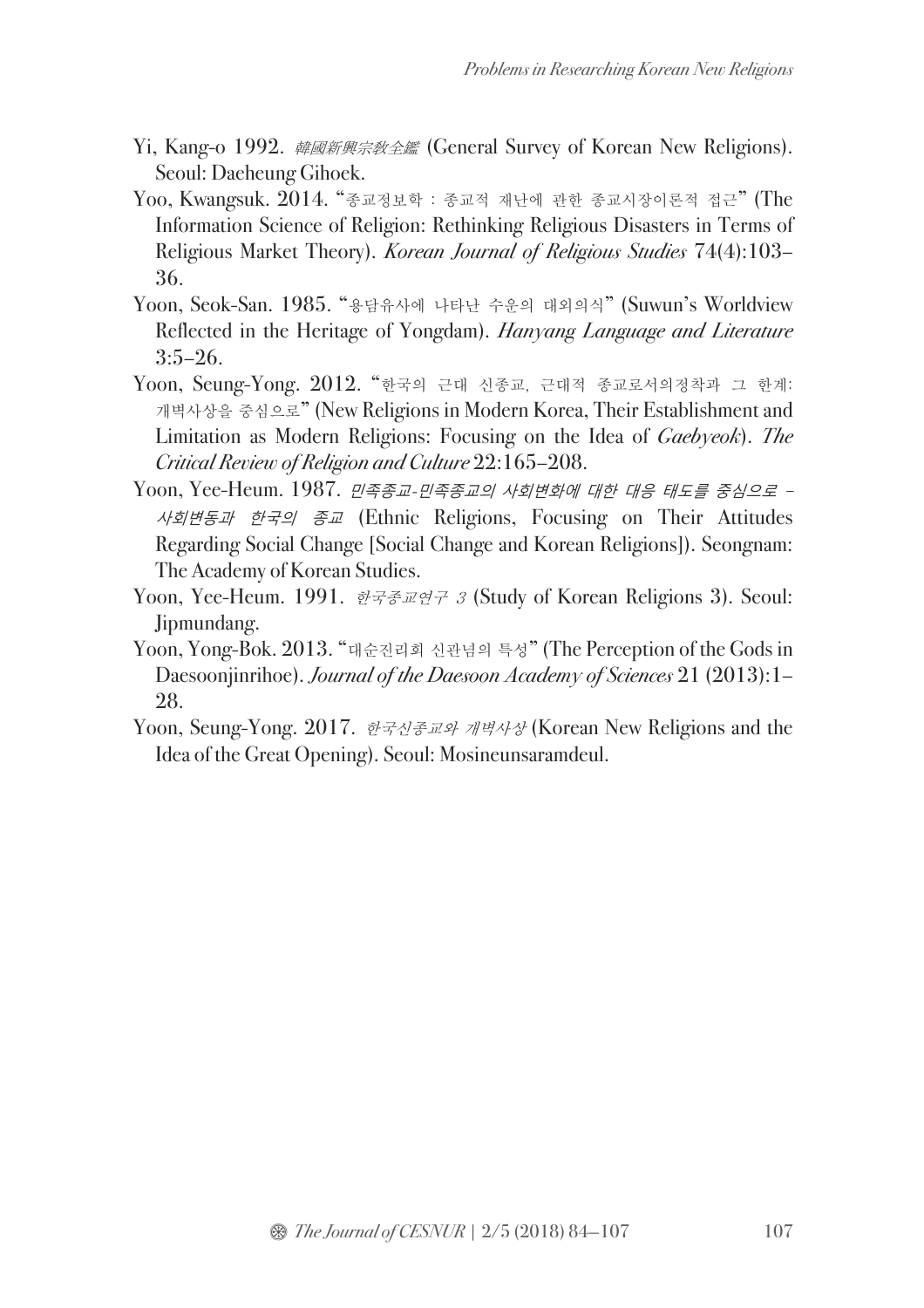Yi, Kang-o 1992. *韓國新興宗教全鑑* (General Survey of Korean New Religions). Seoul: Daeheung Gihoek.

Yoo, Kwangsuk. 2014. "종교정보학 : 종교적 재난에 관한 종교시장이론적 접근" (The Information Science of Religion: Rethinking Religious Disasters in Terms of Religious Market Theory). *Korean Journal of Religious Studies* 74(4):103–36.

Yoon, Seok-San. 1985. "용담유사에 나타난 수운의 대외의식" (Suwun's Worldview Reflected in the Heritage of Yongdam). *Hanyang Language and Literature* 3:5–26.

Yoon, Seung-Yong. 2012. "한국의 근대 신종교, 근대적 종교로서의정착과 그 한계: 개벽사상을 중심으로" (New Religions in Modern Korea, Their Establishment and Limitation as Modern Religions: Focusing on the Idea of *Gaebyeok*). *The Critical Review of Religion and Culture* 22:165–208.

Yoon, Yee-Heum. 1987. *민족종교-민족종교의 사회변화에 대한 대응 태도를 중심으로 – 사회변동과 한국의 종교* (Ethnic Religions, Focusing on Their Attitudes Regarding Social Change [Social Change and Korean Religions]). Seongnam: The Academy of Korean Studies.

Yoon, Yee-Heum. 1991. *한국종교연구 3* (Study of Korean Religions 3). Seoul: Jipmundang.

Yoon, Yong-Bok. 2013. "대순진리회 신관념의 특성" (The Perception of the Gods in Daesoonjinrihoe). *Journal of the Daesoon Academy of Sciences* 21 (2013):1–28.

Yoon, Seung-Yong. 2017. *한국신종교와 개벽사상* (Korean New Religions and the Idea of the Great Opening). Seoul: Mosineunsaramdeul.